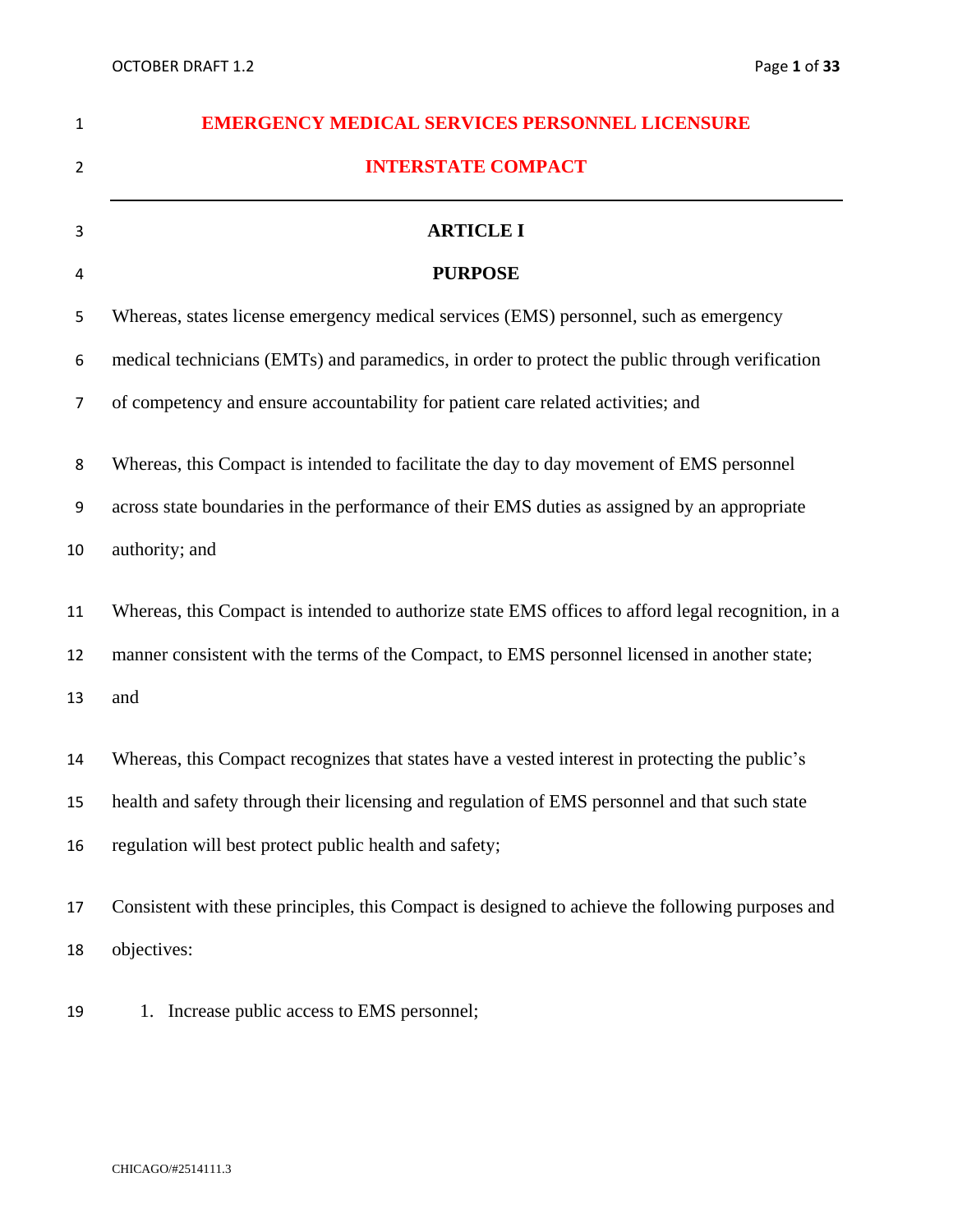# EMERGENCY MEDICAL SERVICES PERSONNEL LICENSURE INTERSTATE COMPACT

## ARTICLE I

## PURPOSE

Whereas, states license emergency medical services (EMS) personnel, such as emergency medical technicians (EMTs) and paramedics, in order to protect the public through verification of competency and ensure accountability for patient care related activities; and

Whereas, this Compact is intended to facilitate the day to day movement of EMS personnel across state boundaries in the performance of their EMS duties as assigned by an appropriate authority; and

Whereas, this Compact is intended to authorize state EMS offices to afford legal recognition, in a manner consistent with the terms of the Compact, to EMS personnel licensed in another state; and

Whereas, this Compact recognizes that states have a vested interest in protecting the public's health and safety through their licensing and regulation of EMS personnel and that such state regulation will best protect public health and safety;

Consistent with these principles, this Compact is designed to achieve the following purposes and objectives:

1. Increase public access to EMS personnel;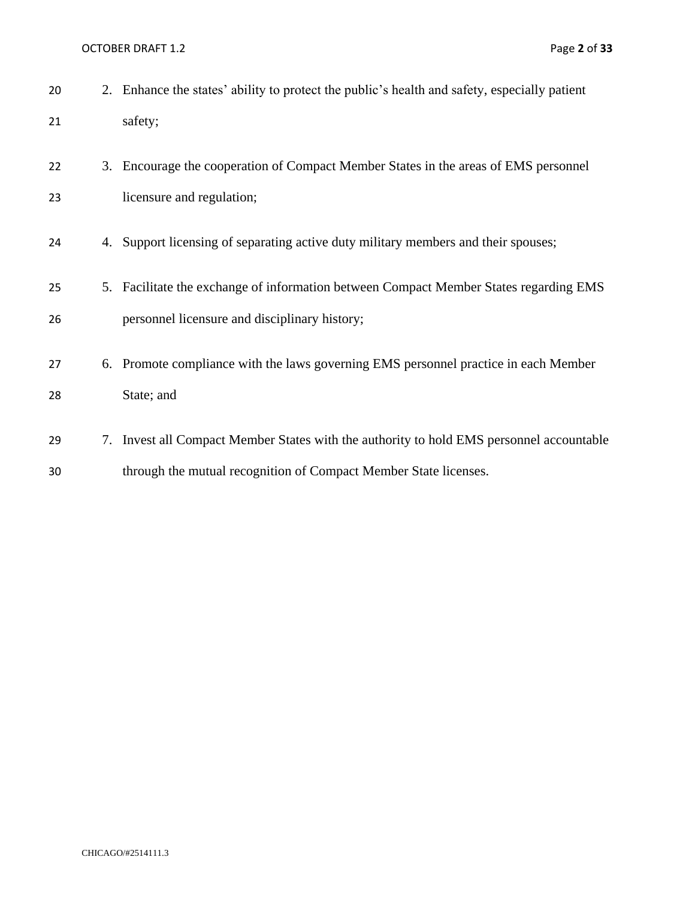2. Enhance the states' ability to protect the public's health and safety, especially patient safety;
3. Encourage the cooperation of Compact Member States in the areas of EMS personnel licensure and regulation;
4. Support licensing of separating active duty military members and their spouses;
5. Facilitate the exchange of information between Compact Member States regarding EMS personnel licensure and disciplinary history;
6. Promote compliance with the laws governing EMS personnel practice in each Member State; and
7. Invest all Compact Member States with the authority to hold EMS personnel accountable through the mutual recognition of Compact Member State licenses.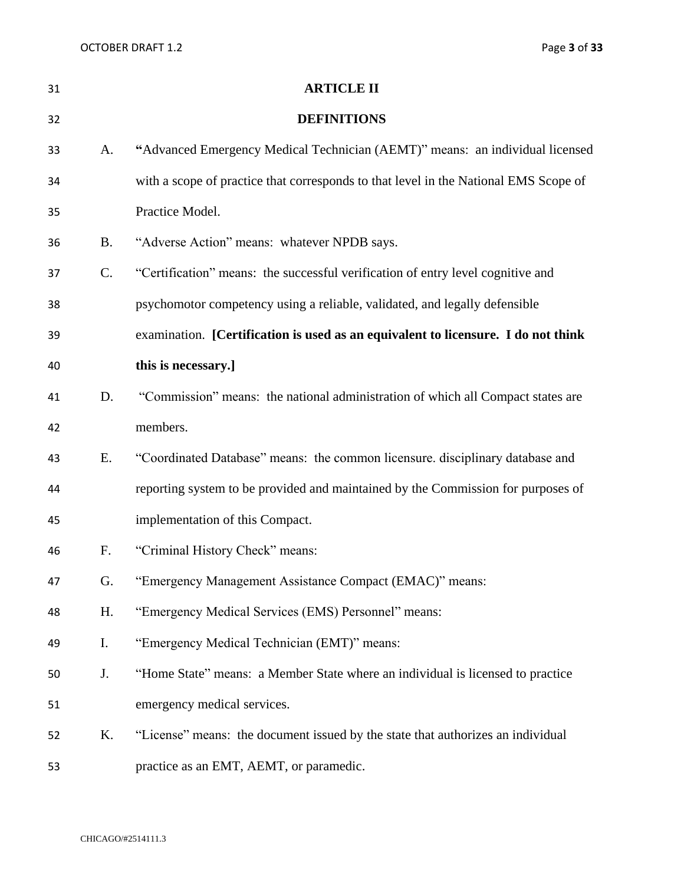## ARTICLE II

## DEFINITIONS

A. **"**Advanced Emergency Medical Technician (AEMT)" means: an individual licensed with a scope of practice that corresponds to that level in the National EMS Scope of Practice Model.

B. "Adverse Action" means: whatever NPDB says.

C. "Certification" means: the successful verification of entry level cognitive and psychomotor competency using a reliable, validated, and legally defensible examination. **[Certification is used as an equivalent to licensure. I do not think this is necessary.]**

D. "Commission" means: the national administration of which all Compact states are members.

E. "Coordinated Database" means: the common licensure. disciplinary database and reporting system to be provided and maintained by the Commission for purposes of implementation of this Compact.

F. "Criminal History Check" means:

G. "Emergency Management Assistance Compact (EMAC)" means:

H. "Emergency Medical Services (EMS) Personnel" means:

I. "Emergency Medical Technician (EMT)" means:

J. "Home State" means: a Member State where an individual is licensed to practice emergency medical services.

K. "License" means: the document issued by the state that authorizes an individual practice as an EMT, AEMT, or paramedic.

CHICAGO/#2514111.3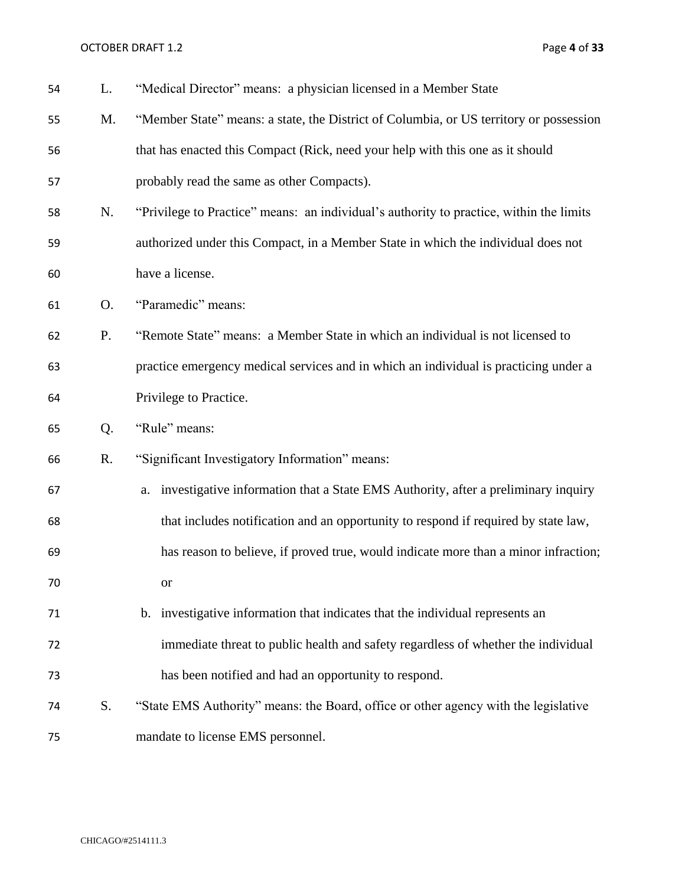L. "Medical Director" means: a physician licensed in a Member State

M. "Member State" means: a state, the District of Columbia, or US territory or possession that has enacted this Compact (Rick, need your help with this one as it should probably read the same as other Compacts).

N. "Privilege to Practice" means: an individual's authority to practice, within the limits authorized under this Compact, in a Member State in which the individual does not have a license.

O. "Paramedic" means:

P. "Remote State" means: a Member State in which an individual is not licensed to practice emergency medical services and in which an individual is practicing under a Privilege to Practice.

Q. "Rule" means:

R. "Significant Investigatory Information" means:

   a. investigative information that a State EMS Authority, after a preliminary inquiry that includes notification and an opportunity to respond if required by state law, has reason to believe, if proved true, would indicate more than a minor infraction; or

   b. investigative information that indicates that the individual represents an immediate threat to public health and safety regardless of whether the individual has been notified and had an opportunity to respond.

S. "State EMS Authority" means: the Board, office or other agency with the legislative mandate to license EMS personnel.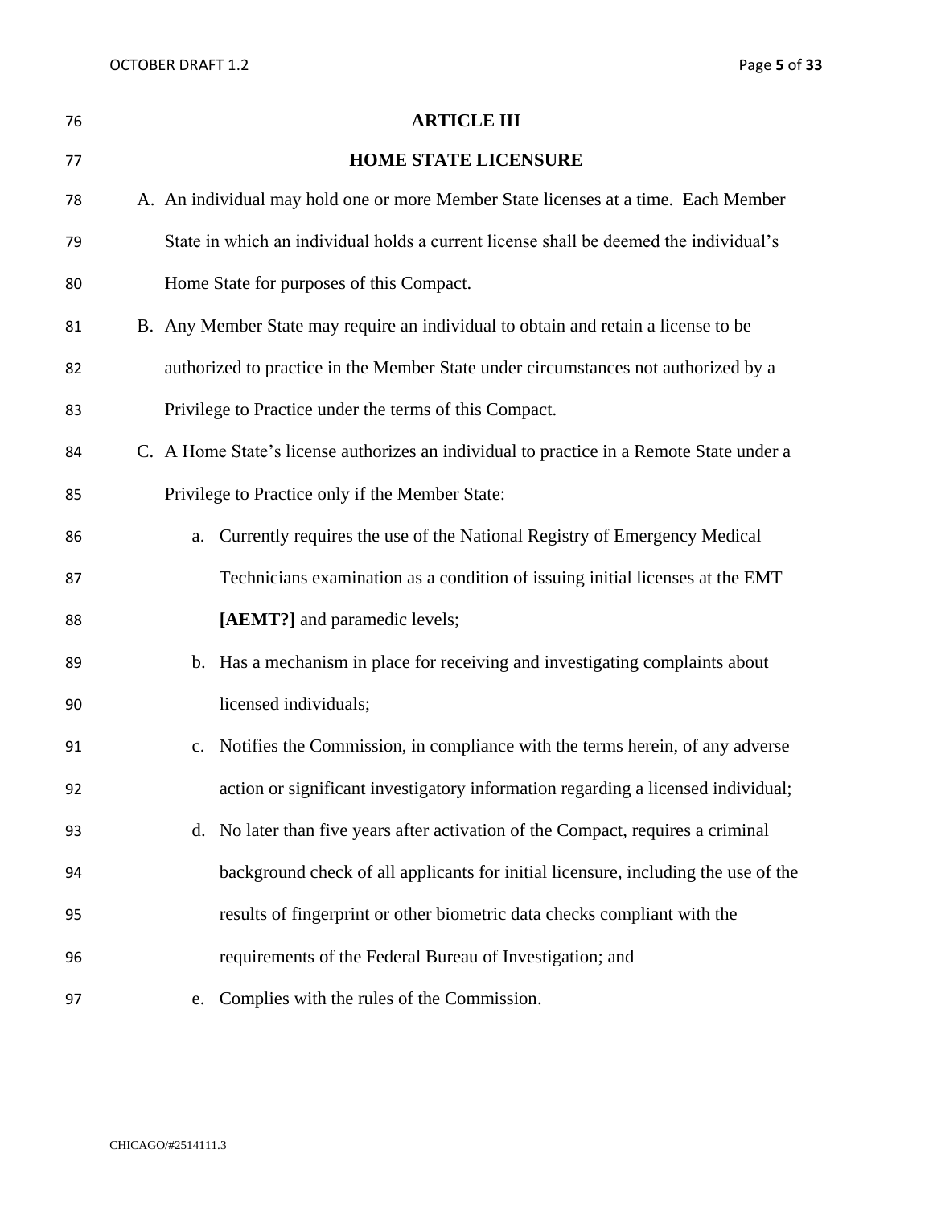## ARTICLE III

## HOME STATE LICENSURE

A. An individual may hold one or more Member State licenses at a time. Each Member State in which an individual holds a current license shall be deemed the individual's Home State for purposes of this Compact.

B. Any Member State may require an individual to obtain and retain a license to be authorized to practice in the Member State under circumstances not authorized by a Privilege to Practice under the terms of this Compact.

C. A Home State's license authorizes an individual to practice in a Remote State under a Privilege to Practice only if the Member State:

   a. Currently requires the use of the National Registry of Emergency Medical Technicians examination as a condition of issuing initial licenses at the EMT **[AEMT?]** and paramedic levels;

   b. Has a mechanism in place for receiving and investigating complaints about licensed individuals;

   c. Notifies the Commission, in compliance with the terms herein, of any adverse action or significant investigatory information regarding a licensed individual;

   d. No later than five years after activation of the Compact, requires a criminal background check of all applicants for initial licensure, including the use of the results of fingerprint or other biometric data checks compliant with the requirements of the Federal Bureau of Investigation; and

   e. Complies with the rules of the Commission.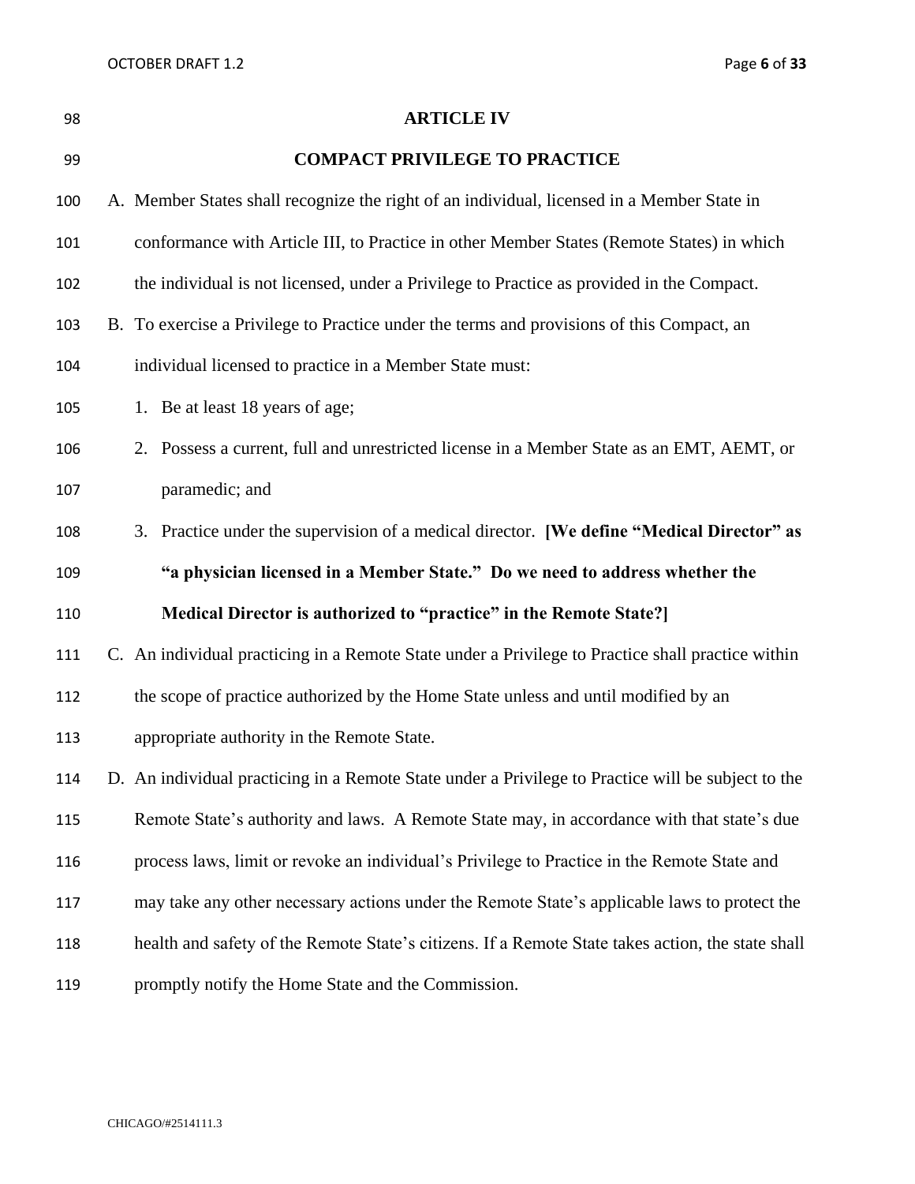## ARTICLE IV

## COMPACT PRIVILEGE TO PRACTICE

A. Member States shall recognize the right of an individual, licensed in a Member State in conformance with Article III, to Practice in other Member States (Remote States) in which the individual is not licensed, under a Privilege to Practice as provided in the Compact.

B. To exercise a Privilege to Practice under the terms and provisions of this Compact, an individual licensed to practice in a Member State must:

   1. Be at least 18 years of age;
   2. Possess a current, full and unrestricted license in a Member State as an EMT, AEMT, or paramedic; and
   3. Practice under the supervision of a medical director. **[We define "Medical Director" as "a physician licensed in a Member State." Do we need to address whether the Medical Director is authorized to "practice" in the Remote State?]**

C. An individual practicing in a Remote State under a Privilege to Practice shall practice within the scope of practice authorized by the Home State unless and until modified by an appropriate authority in the Remote State.

D. An individual practicing in a Remote State under a Privilege to Practice will be subject to the Remote State's authority and laws. A Remote State may, in accordance with that state's due process laws, limit or revoke an individual's Privilege to Practice in the Remote State and may take any other necessary actions under the Remote State's applicable laws to protect the health and safety of the Remote State's citizens. If a Remote State takes action, the state shall promptly notify the Home State and the Commission.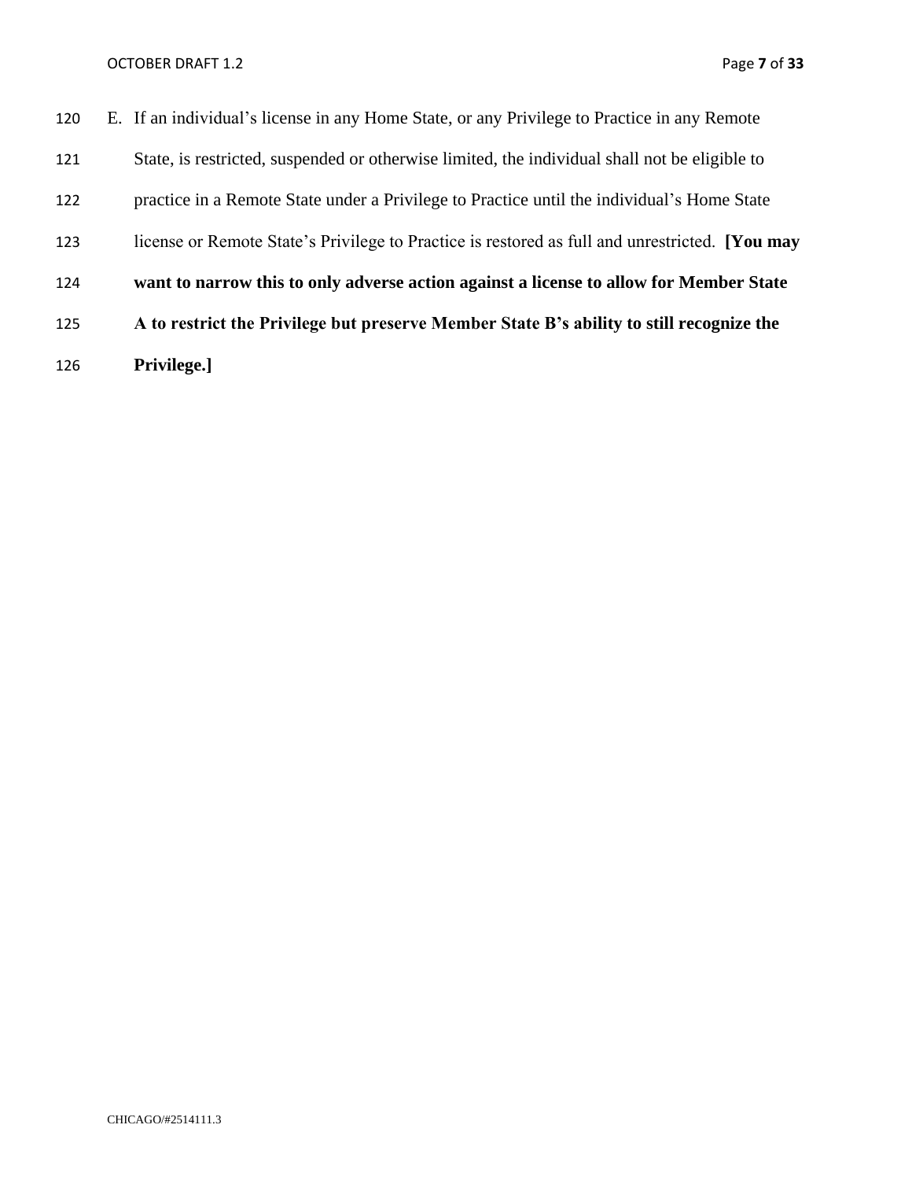E. If an individual's license in any Home State, or any Privilege to Practice in any Remote State, is restricted, suspended or otherwise limited, the individual shall not be eligible to practice in a Remote State under a Privilege to Practice until the individual's Home State license or Remote State's Privilege to Practice is restored as full and unrestricted. **[You may want to narrow this to only adverse action against a license to allow for Member State A to restrict the Privilege but preserve Member State B's ability to still recognize the Privilege.]**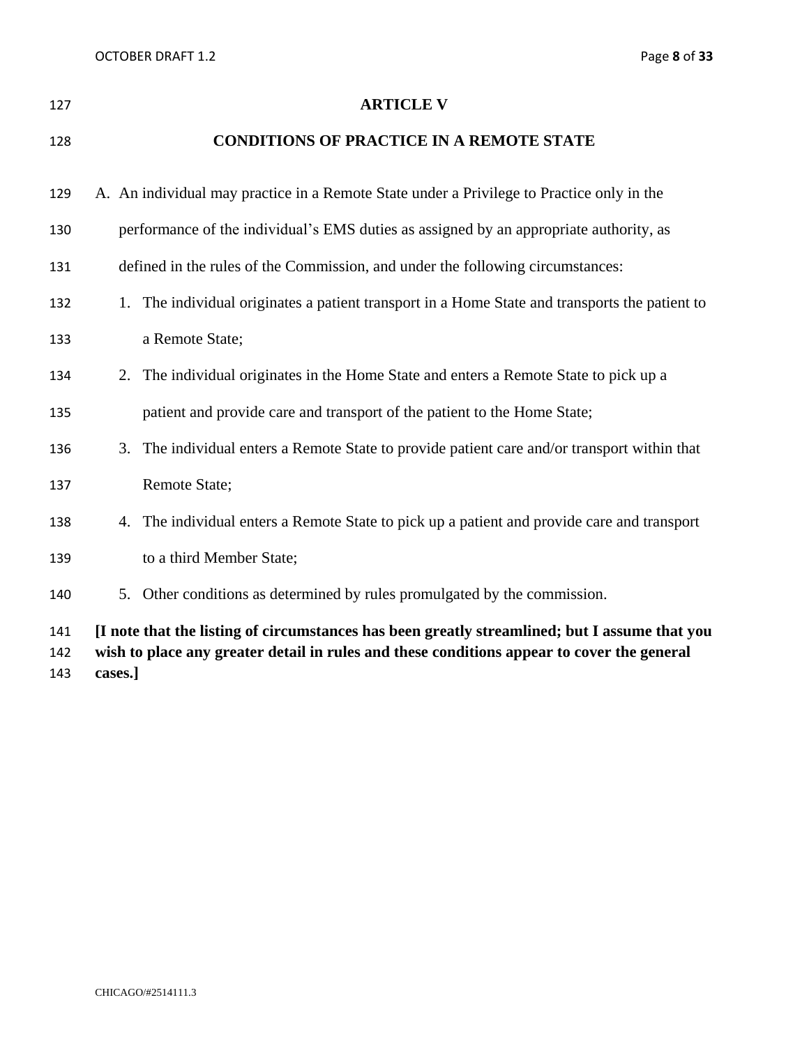## ARTICLE V

## CONDITIONS OF PRACTICE IN A REMOTE STATE

A. An individual may practice in a Remote State under a Privilege to Practice only in the performance of the individual's EMS duties as assigned by an appropriate authority, as defined in the rules of the Commission, and under the following circumstances:

1. The individual originates a patient transport in a Home State and transports the patient to a Remote State;
2. The individual originates in the Home State and enters a Remote State to pick up a patient and provide care and transport of the patient to the Home State;
3. The individual enters a Remote State to provide patient care and/or transport within that Remote State;
4. The individual enters a Remote State to pick up a patient and provide care and transport to a third Member State;
5. Other conditions as determined by rules promulgated by the commission.

**[I note that the listing of circumstances has been greatly streamlined; but I assume that you wish to place any greater detail in rules and these conditions appear to cover the general cases.]**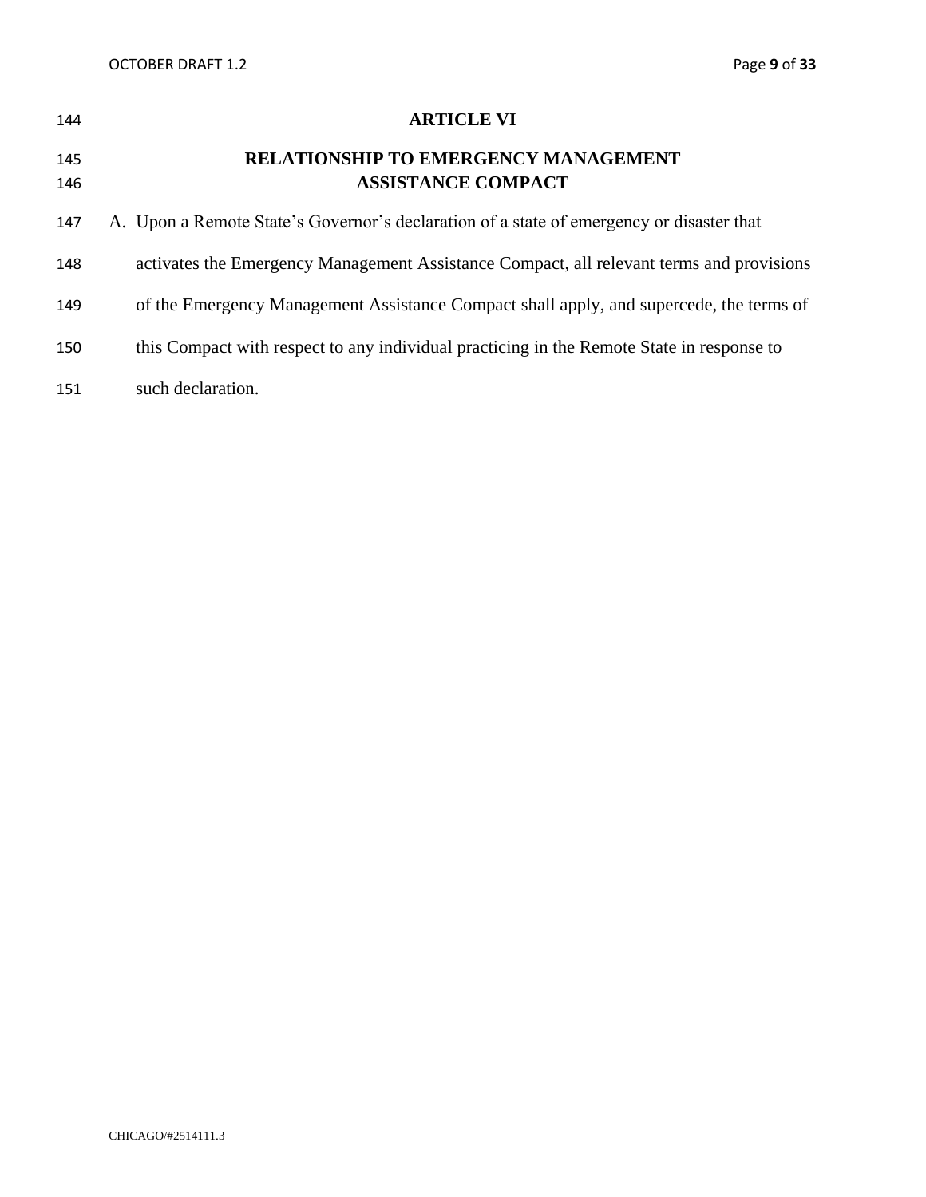## ARTICLE VI

## RELATIONSHIP TO EMERGENCY MANAGEMENT ASSISTANCE COMPACT

A. Upon a Remote State's Governor's declaration of a state of emergency or disaster that activates the Emergency Management Assistance Compact, all relevant terms and provisions of the Emergency Management Assistance Compact shall apply, and supercede, the terms of this Compact with respect to any individual practicing in the Remote State in response to such declaration.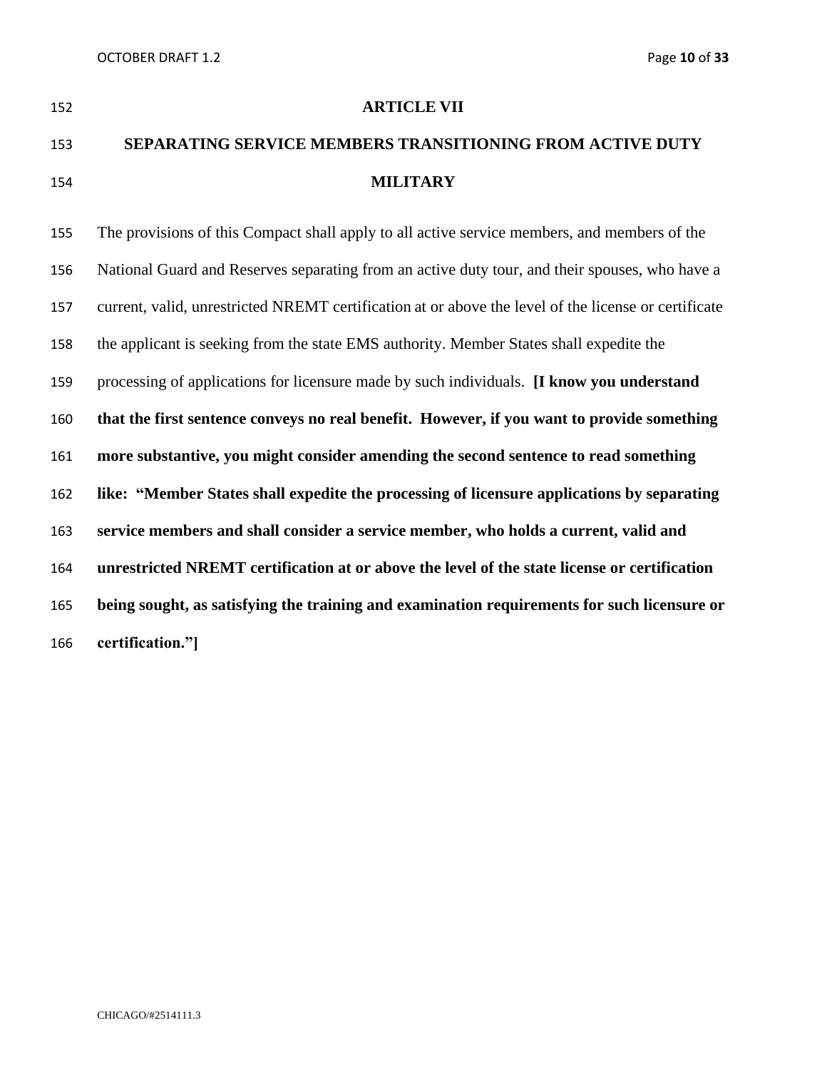## ARTICLE VII

## SEPARATING SERVICE MEMBERS TRANSITIONING FROM ACTIVE DUTY MILITARY

The provisions of this Compact shall apply to all active service members, and members of the National Guard and Reserves separating from an active duty tour, and their spouses, who have a current, valid, unrestricted NREMT certification at or above the level of the license or certificate the applicant is seeking from the state EMS authority. Member States shall expedite the processing of applications for licensure made by such individuals. **[I know you understand that the first sentence conveys no real benefit. However, if you want to provide something more substantive, you might consider amending the second sentence to read something like: "Member States shall expedite the processing of licensure applications by separating service members and shall consider a service member, who holds a current, valid and unrestricted NREMT certification at or above the level of the state license or certification being sought, as satisfying the training and examination requirements for such licensure or certification."]**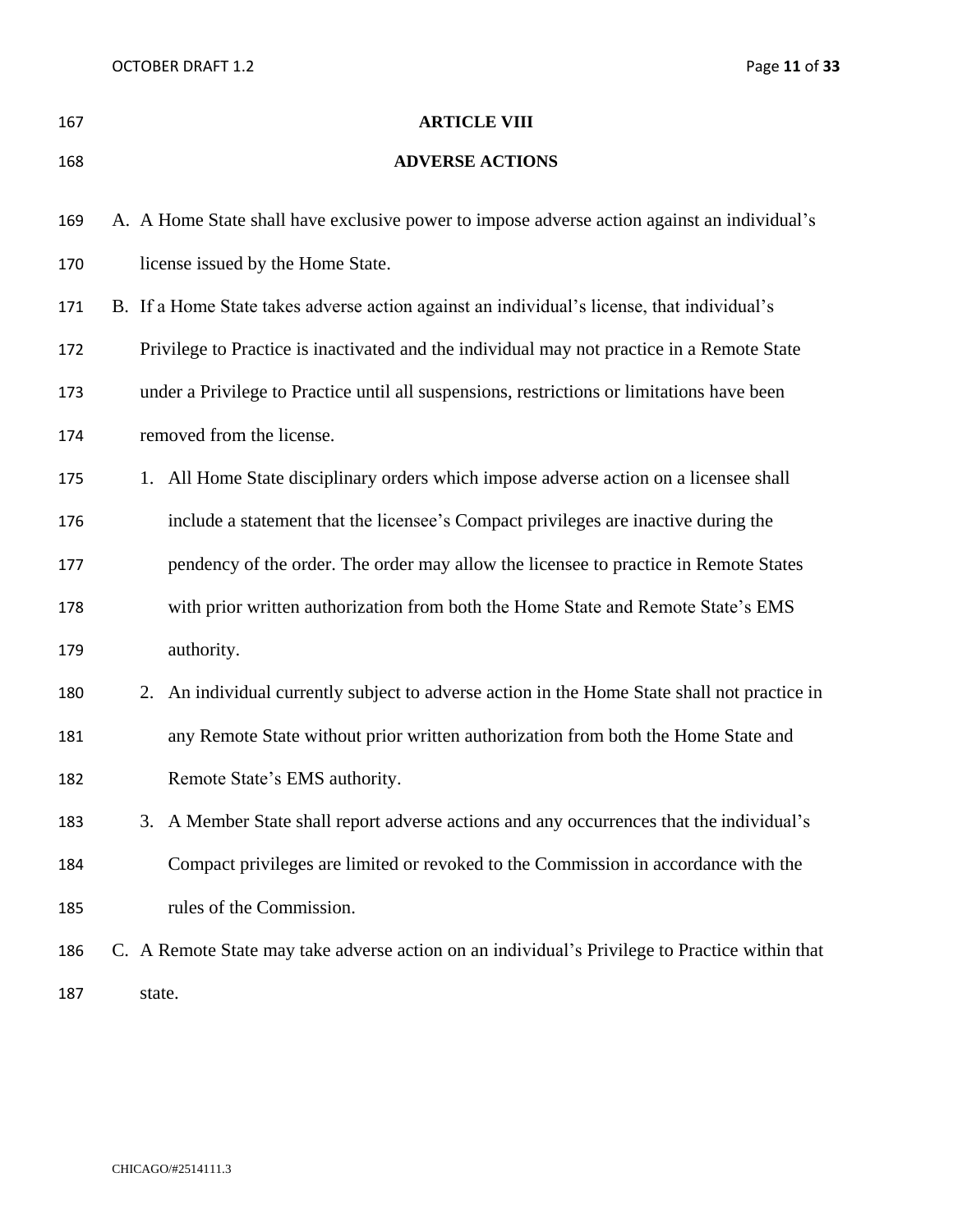## ARTICLE VIII

## ADVERSE ACTIONS

A. A Home State shall have exclusive power to impose adverse action against an individual's license issued by the Home State.

B. If a Home State takes adverse action against an individual's license, that individual's Privilege to Practice is inactivated and the individual may not practice in a Remote State under a Privilege to Practice until all suspensions, restrictions or limitations have been removed from the license.

   1. All Home State disciplinary orders which impose adverse action on a licensee shall include a statement that the licensee's Compact privileges are inactive during the pendency of the order. The order may allow the licensee to practice in Remote States with prior written authorization from both the Home State and Remote State's EMS authority.
   2. An individual currently subject to adverse action in the Home State shall not practice in any Remote State without prior written authorization from both the Home State and Remote State's EMS authority.
   3. A Member State shall report adverse actions and any occurrences that the individual's Compact privileges are limited or revoked to the Commission in accordance with the rules of the Commission.

C. A Remote State may take adverse action on an individual's Privilege to Practice within that state.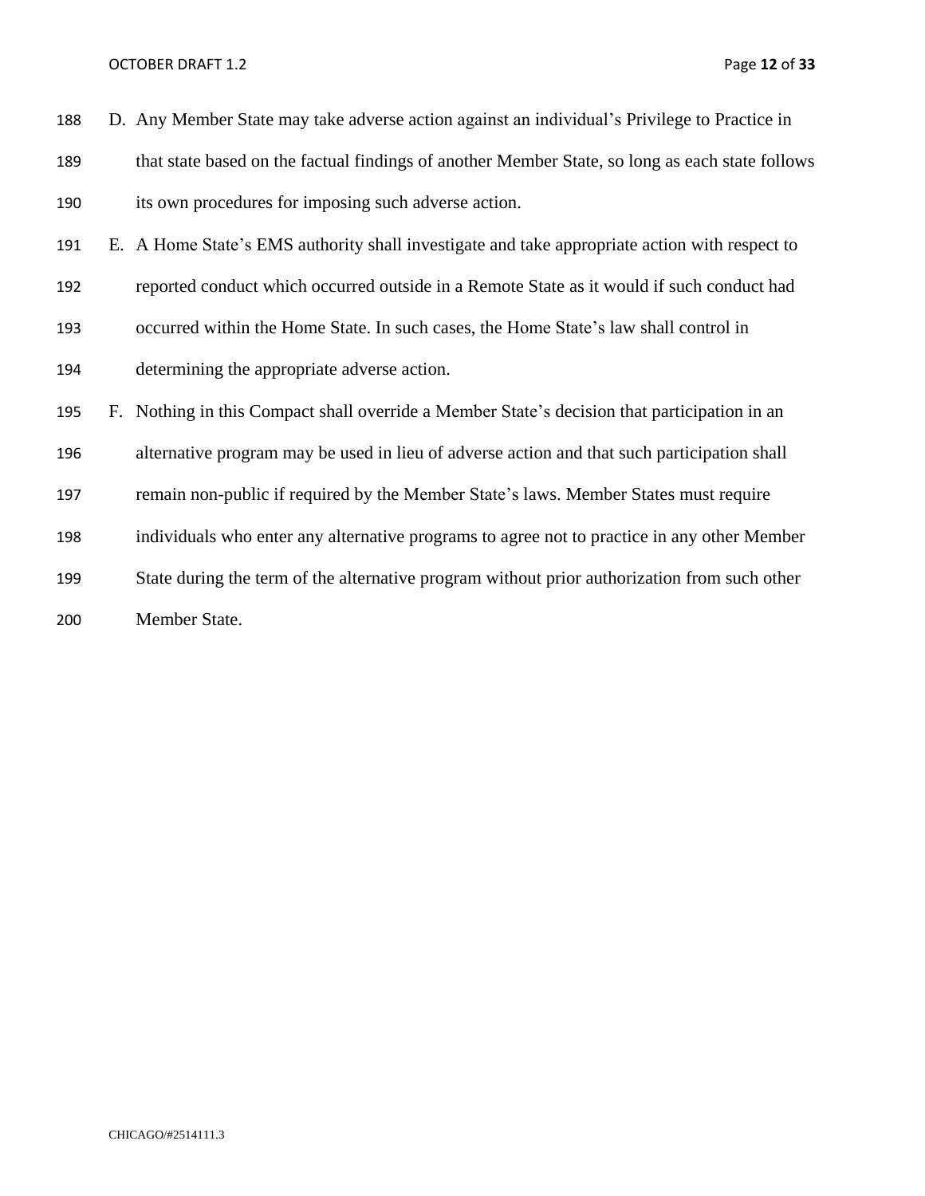D. Any Member State may take adverse action against an individual's Privilege to Practice in that state based on the factual findings of another Member State, so long as each state follows its own procedures for imposing such adverse action.

E. A Home State's EMS authority shall investigate and take appropriate action with respect to reported conduct which occurred outside in a Remote State as it would if such conduct had occurred within the Home State. In such cases, the Home State's law shall control in determining the appropriate adverse action.

F. Nothing in this Compact shall override a Member State's decision that participation in an alternative program may be used in lieu of adverse action and that such participation shall remain non-public if required by the Member State's laws. Member States must require individuals who enter any alternative programs to agree not to practice in any other Member State during the term of the alternative program without prior authorization from such other Member State.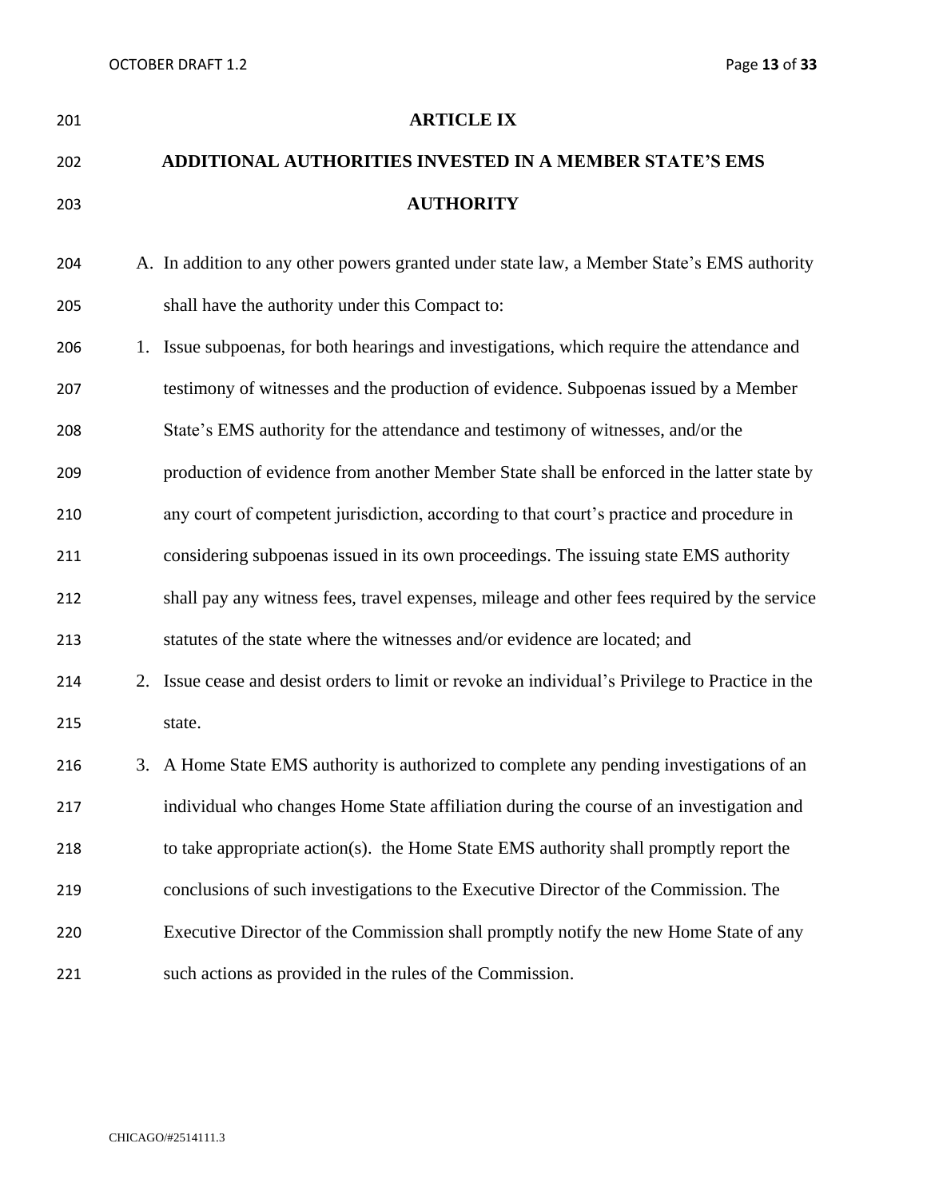## ARTICLE IX

## ADDITIONAL AUTHORITIES INVESTED IN A MEMBER STATE'S EMS AUTHORITY

A. In addition to any other powers granted under state law, a Member State's EMS authority shall have the authority under this Compact to:

1. Issue subpoenas, for both hearings and investigations, which require the attendance and testimony of witnesses and the production of evidence. Subpoenas issued by a Member State's EMS authority for the attendance and testimony of witnesses, and/or the production of evidence from another Member State shall be enforced in the latter state by any court of competent jurisdiction, according to that court's practice and procedure in considering subpoenas issued in its own proceedings. The issuing state EMS authority shall pay any witness fees, travel expenses, mileage and other fees required by the service statutes of the state where the witnesses and/or evidence are located; and
2. Issue cease and desist orders to limit or revoke an individual's Privilege to Practice in the state.
3. A Home State EMS authority is authorized to complete any pending investigations of an individual who changes Home State affiliation during the course of an investigation and to take appropriate action(s). the Home State EMS authority shall promptly report the conclusions of such investigations to the Executive Director of the Commission. The Executive Director of the Commission shall promptly notify the new Home State of any such actions as provided in the rules of the Commission.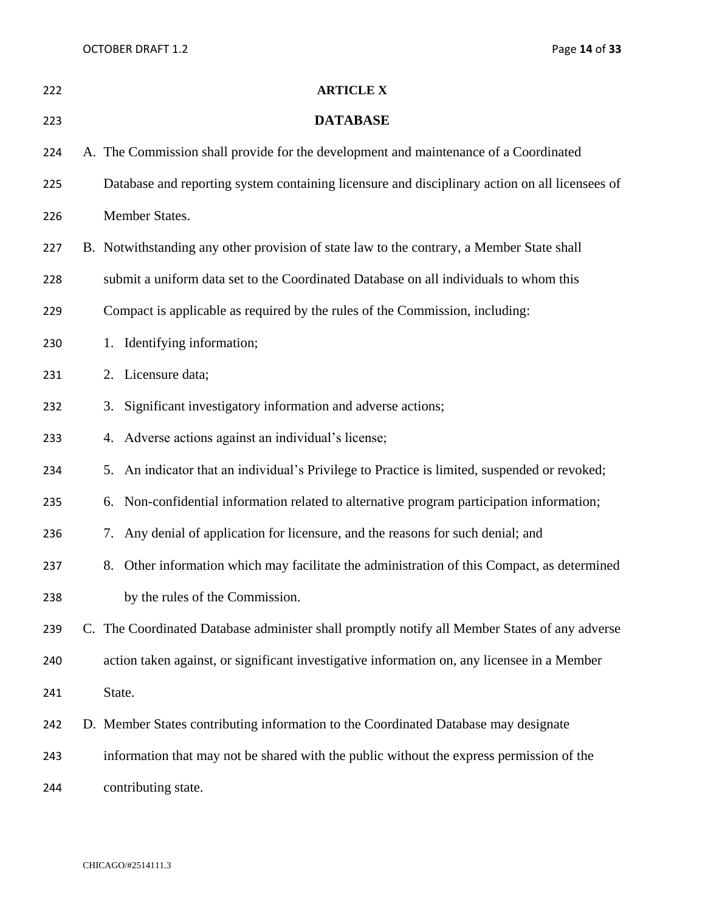# ARTICLE X

# DATABASE

A. The Commission shall provide for the development and maintenance of a Coordinated Database and reporting system containing licensure and disciplinary action on all licensees of Member States.

B. Notwithstanding any other provision of state law to the contrary, a Member State shall submit a uniform data set to the Coordinated Database on all individuals to whom this Compact is applicable as required by the rules of the Commission, including:

1. Identifying information;
2. Licensure data;
3. Significant investigatory information and adverse actions;
4. Adverse actions against an individual's license;
5. An indicator that an individual's Privilege to Practice is limited, suspended or revoked;
6. Non-confidential information related to alternative program participation information;
7. Any denial of application for licensure, and the reasons for such denial; and
8. Other information which may facilitate the administration of this Compact, as determined by the rules of the Commission.

C. The Coordinated Database administer shall promptly notify all Member States of any adverse action taken against, or significant investigative information on, any licensee in a Member State.

D. Member States contributing information to the Coordinated Database may designate information that may not be shared with the public without the express permission of the contributing state.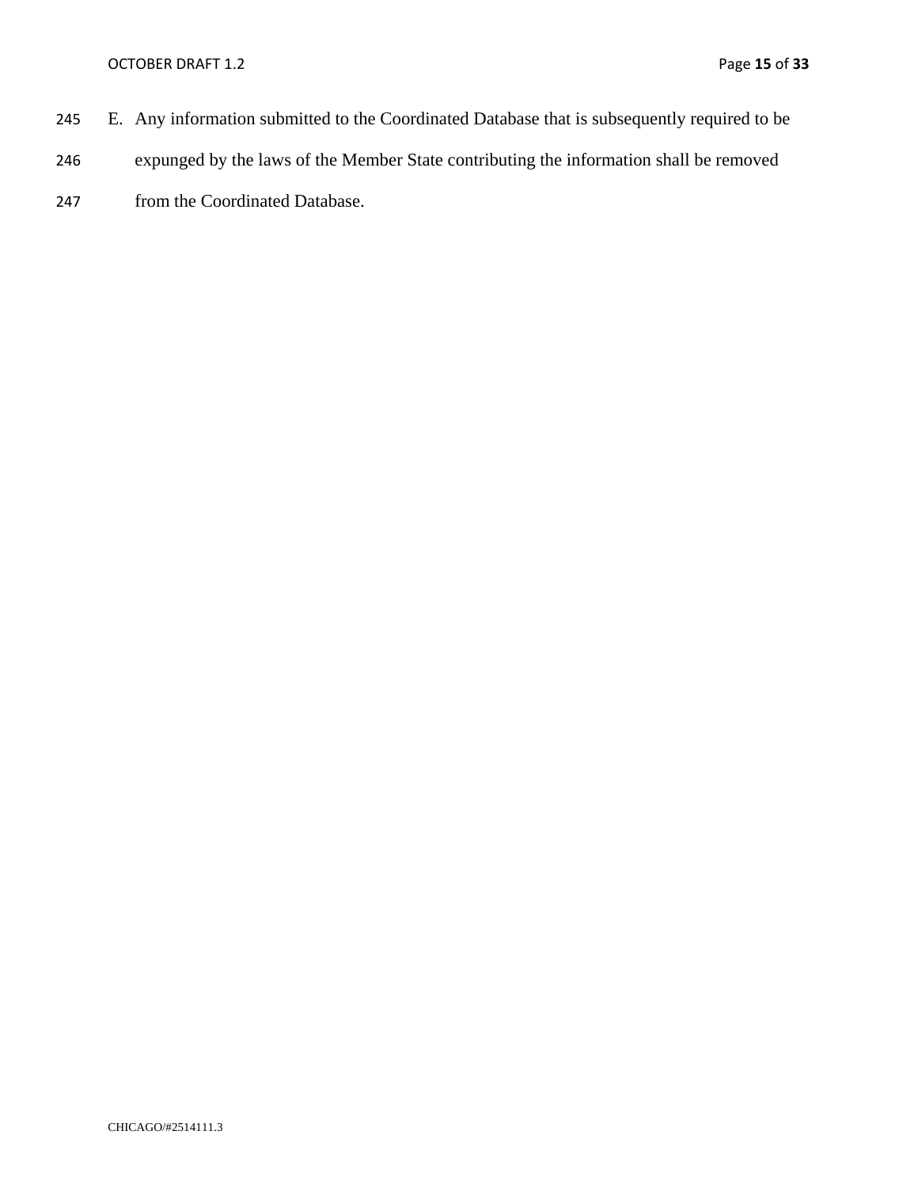E. Any information submitted to the Coordinated Database that is subsequently required to be expunged by the laws of the Member State contributing the information shall be removed from the Coordinated Database.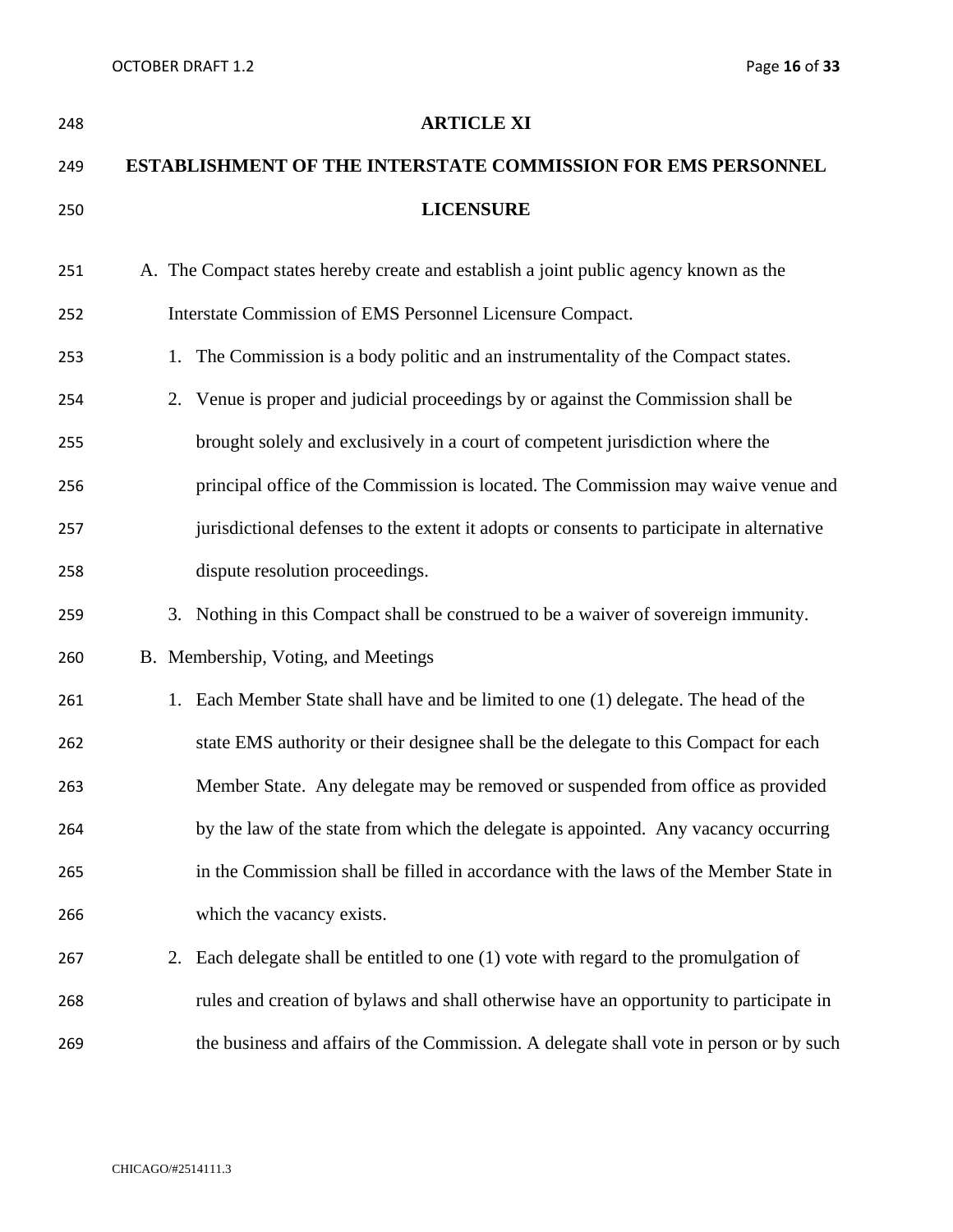## ARTICLE XI

## ESTABLISHMENT OF THE INTERSTATE COMMISSION FOR EMS PERSONNEL LICENSURE

A. The Compact states hereby create and establish a joint public agency known as the Interstate Commission of EMS Personnel Licensure Compact.

   1. The Commission is a body politic and an instrumentality of the Compact states.
   2. Venue is proper and judicial proceedings by or against the Commission shall be brought solely and exclusively in a court of competent jurisdiction where the principal office of the Commission is located. The Commission may waive venue and jurisdictional defenses to the extent it adopts or consents to participate in alternative dispute resolution proceedings.
   3. Nothing in this Compact shall be construed to be a waiver of sovereign immunity.

B. Membership, Voting, and Meetings

   1. Each Member State shall have and be limited to one (1) delegate. The head of the state EMS authority or their designee shall be the delegate to this Compact for each Member State. Any delegate may be removed or suspended from office as provided by the law of the state from which the delegate is appointed. Any vacancy occurring in the Commission shall be filled in accordance with the laws of the Member State in which the vacancy exists.
   2. Each delegate shall be entitled to one (1) vote with regard to the promulgation of rules and creation of bylaws and shall otherwise have an opportunity to participate in the business and affairs of the Commission. A delegate shall vote in person or by such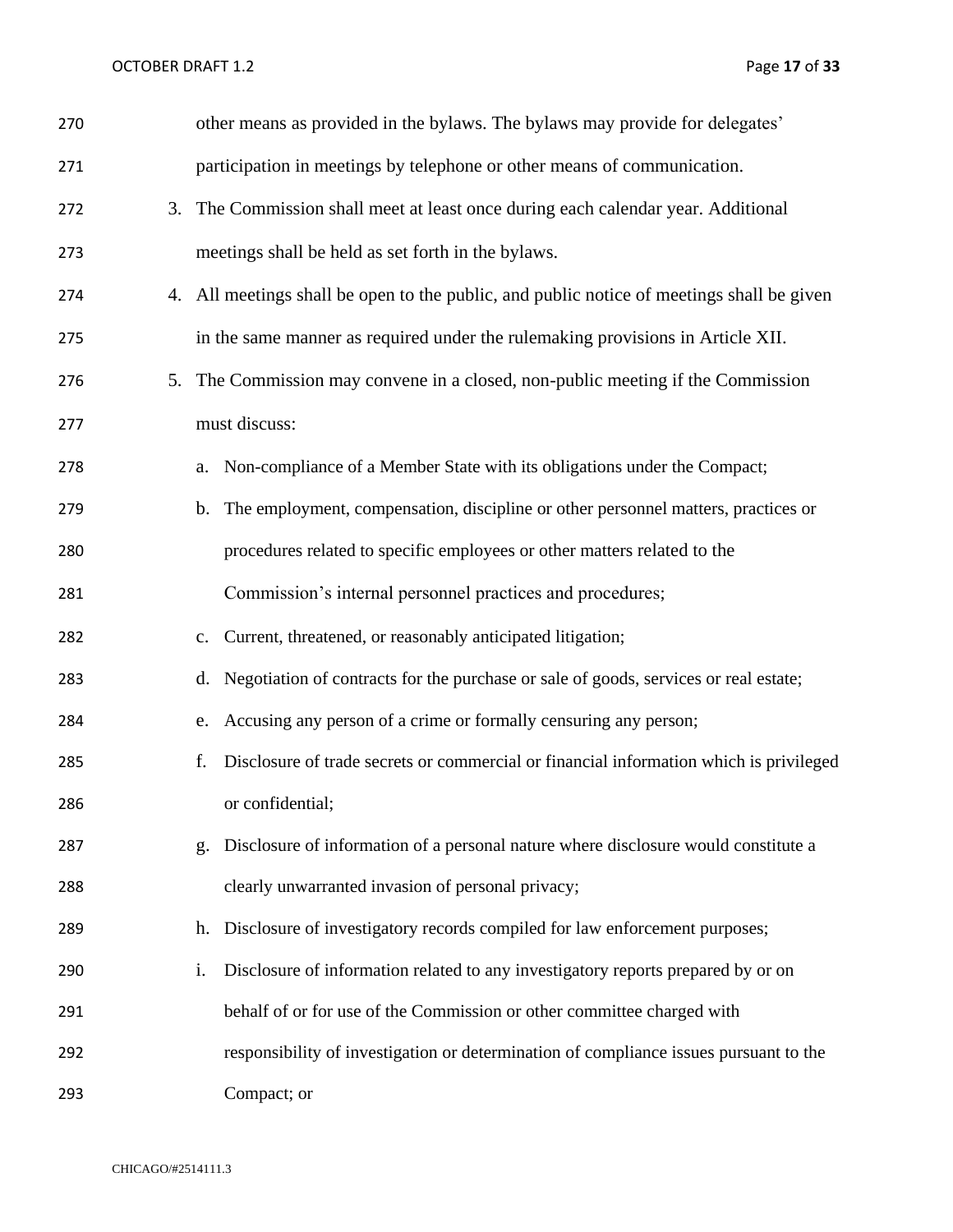other means as provided in the bylaws. The bylaws may provide for delegates' participation in meetings by telephone or other means of communication.

3. The Commission shall meet at least once during each calendar year. Additional meetings shall be held as set forth in the bylaws.
4. All meetings shall be open to the public, and public notice of meetings shall be given in the same manner as required under the rulemaking provisions in Article XII.
5. The Commission may convene in a closed, non-public meeting if the Commission must discuss:
   a. Non-compliance of a Member State with its obligations under the Compact;
   b. The employment, compensation, discipline or other personnel matters, practices or procedures related to specific employees or other matters related to the Commission's internal personnel practices and procedures;
   c. Current, threatened, or reasonably anticipated litigation;
   d. Negotiation of contracts for the purchase or sale of goods, services or real estate;
   e. Accusing any person of a crime or formally censuring any person;
   f. Disclosure of trade secrets or commercial or financial information which is privileged or confidential;
   g. Disclosure of information of a personal nature where disclosure would constitute a clearly unwarranted invasion of personal privacy;
   h. Disclosure of investigatory records compiled for law enforcement purposes;
   i. Disclosure of information related to any investigatory reports prepared by or on behalf of or for use of the Commission or other committee charged with responsibility of investigation or determination of compliance issues pursuant to the Compact; or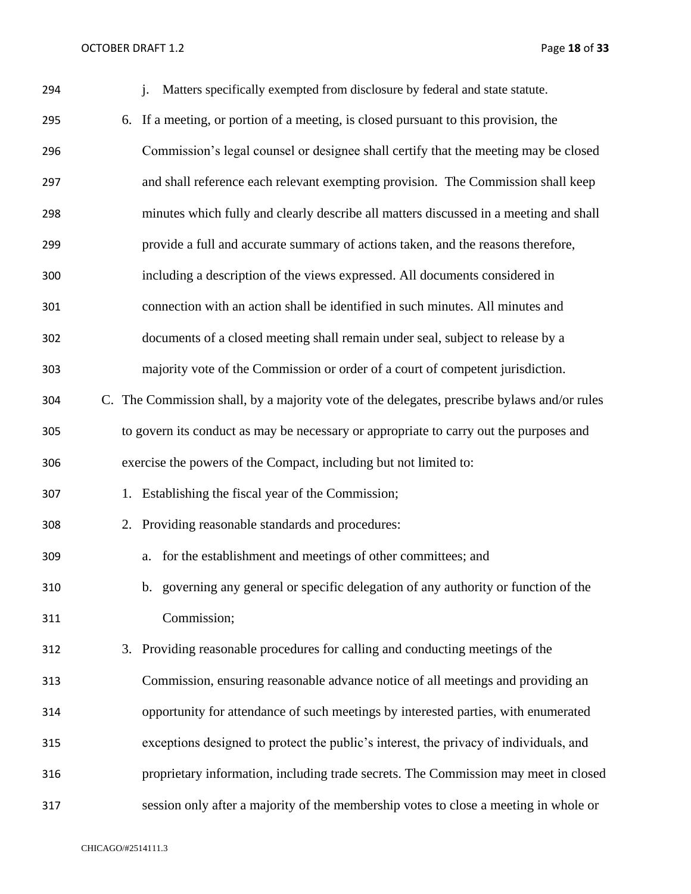j. Matters specifically exempted from disclosure by federal and state statute.

6. If a meeting, or portion of a meeting, is closed pursuant to this provision, the Commission's legal counsel or designee shall certify that the meeting may be closed and shall reference each relevant exempting provision. The Commission shall keep minutes which fully and clearly describe all matters discussed in a meeting and shall provide a full and accurate summary of actions taken, and the reasons therefore, including a description of the views expressed. All documents considered in connection with an action shall be identified in such minutes. All minutes and documents of a closed meeting shall remain under seal, subject to release by a majority vote of the Commission or order of a court of competent jurisdiction.

C. The Commission shall, by a majority vote of the delegates, prescribe bylaws and/or rules to govern its conduct as may be necessary or appropriate to carry out the purposes and exercise the powers of the Compact, including but not limited to:

1. Establishing the fiscal year of the Commission;
2. Providing reasonable standards and procedures:
   a. for the establishment and meetings of other committees; and
   b. governing any general or specific delegation of any authority or function of the Commission;
3. Providing reasonable procedures for calling and conducting meetings of the Commission, ensuring reasonable advance notice of all meetings and providing an opportunity for attendance of such meetings by interested parties, with enumerated exceptions designed to protect the public's interest, the privacy of individuals, and proprietary information, including trade secrets. The Commission may meet in closed session only after a majority of the membership votes to close a meeting in whole or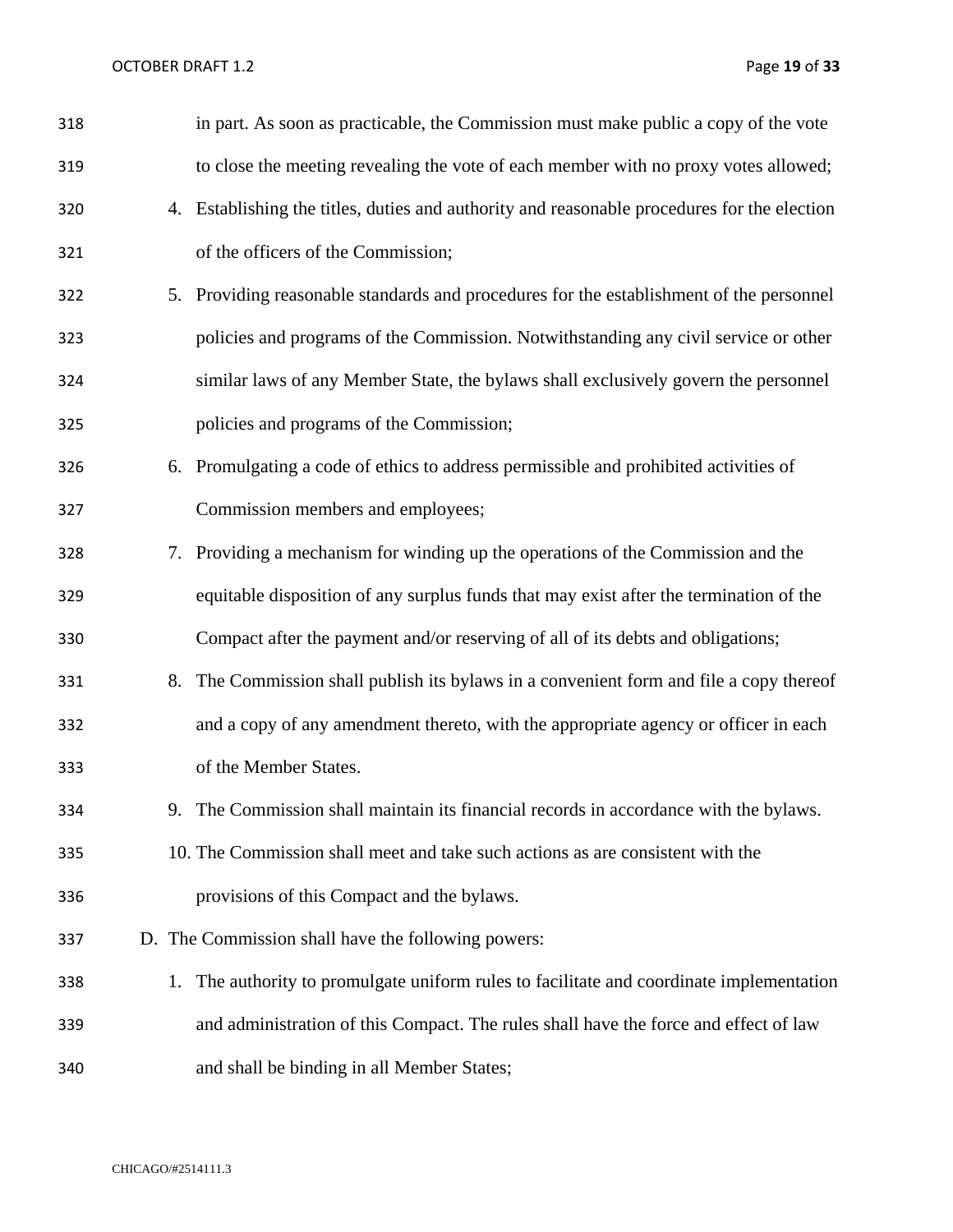in part. As soon as practicable, the Commission must make public a copy of the vote to close the meeting revealing the vote of each member with no proxy votes allowed;

4. Establishing the titles, duties and authority and reasonable procedures for the election of the officers of the Commission;
5. Providing reasonable standards and procedures for the establishment of the personnel policies and programs of the Commission. Notwithstanding any civil service or other similar laws of any Member State, the bylaws shall exclusively govern the personnel policies and programs of the Commission;
6. Promulgating a code of ethics to address permissible and prohibited activities of Commission members and employees;
7. Providing a mechanism for winding up the operations of the Commission and the equitable disposition of any surplus funds that may exist after the termination of the Compact after the payment and/or reserving of all of its debts and obligations;
8. The Commission shall publish its bylaws in a convenient form and file a copy thereof and a copy of any amendment thereto, with the appropriate agency or officer in each of the Member States.
9. The Commission shall maintain its financial records in accordance with the bylaws.
10. The Commission shall meet and take such actions as are consistent with the provisions of this Compact and the bylaws.

D. The Commission shall have the following powers:

1. The authority to promulgate uniform rules to facilitate and coordinate implementation and administration of this Compact. The rules shall have the force and effect of law and shall be binding in all Member States;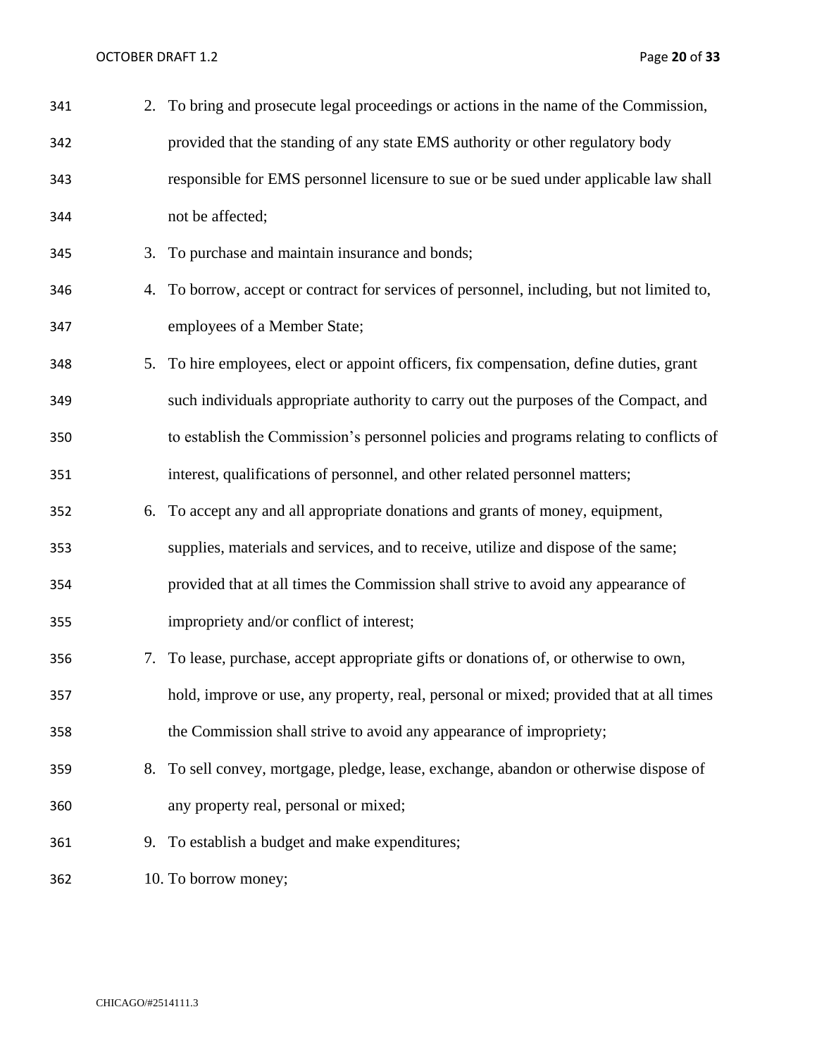2. To bring and prosecute legal proceedings or actions in the name of the Commission, provided that the standing of any state EMS authority or other regulatory body responsible for EMS personnel licensure to sue or be sued under applicable law shall not be affected;
3. To purchase and maintain insurance and bonds;
4. To borrow, accept or contract for services of personnel, including, but not limited to, employees of a Member State;
5. To hire employees, elect or appoint officers, fix compensation, define duties, grant such individuals appropriate authority to carry out the purposes of the Compact, and to establish the Commission's personnel policies and programs relating to conflicts of interest, qualifications of personnel, and other related personnel matters;
6. To accept any and all appropriate donations and grants of money, equipment, supplies, materials and services, and to receive, utilize and dispose of the same; provided that at all times the Commission shall strive to avoid any appearance of impropriety and/or conflict of interest;
7. To lease, purchase, accept appropriate gifts or donations of, or otherwise to own, hold, improve or use, any property, real, personal or mixed; provided that at all times the Commission shall strive to avoid any appearance of impropriety;
8. To sell convey, mortgage, pledge, lease, exchange, abandon or otherwise dispose of any property real, personal or mixed;
9. To establish a budget and make expenditures;
10. To borrow money;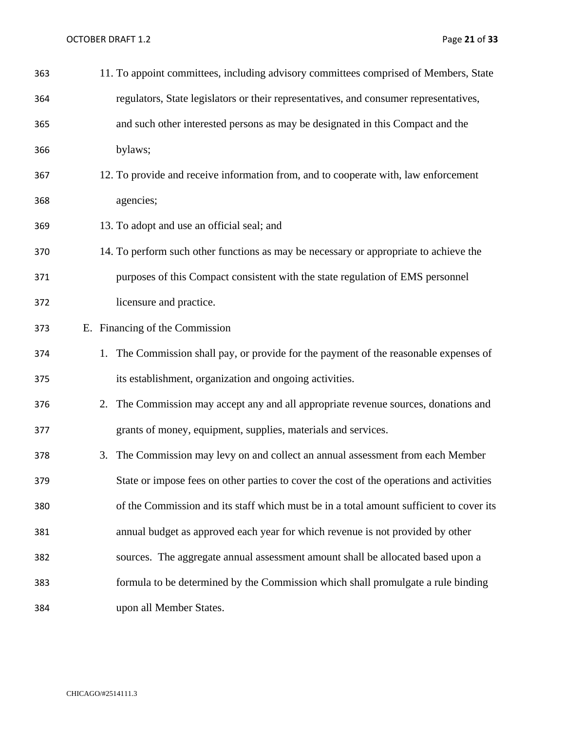11. To appoint committees, including advisory committees comprised of Members, State regulators, State legislators or their representatives, and consumer representatives, and such other interested persons as may be designated in this Compact and the bylaws;
12. To provide and receive information from, and to cooperate with, law enforcement agencies;
13. To adopt and use an official seal; and
14. To perform such other functions as may be necessary or appropriate to achieve the purposes of this Compact consistent with the state regulation of EMS personnel licensure and practice.

E. Financing of the Commission

1. The Commission shall pay, or provide for the payment of the reasonable expenses of its establishment, organization and ongoing activities.
2. The Commission may accept any and all appropriate revenue sources, donations and grants of money, equipment, supplies, materials and services.
3. The Commission may levy on and collect an annual assessment from each Member State or impose fees on other parties to cover the cost of the operations and activities of the Commission and its staff which must be in a total amount sufficient to cover its annual budget as approved each year for which revenue is not provided by other sources. The aggregate annual assessment amount shall be allocated based upon a formula to be determined by the Commission which shall promulgate a rule binding upon all Member States.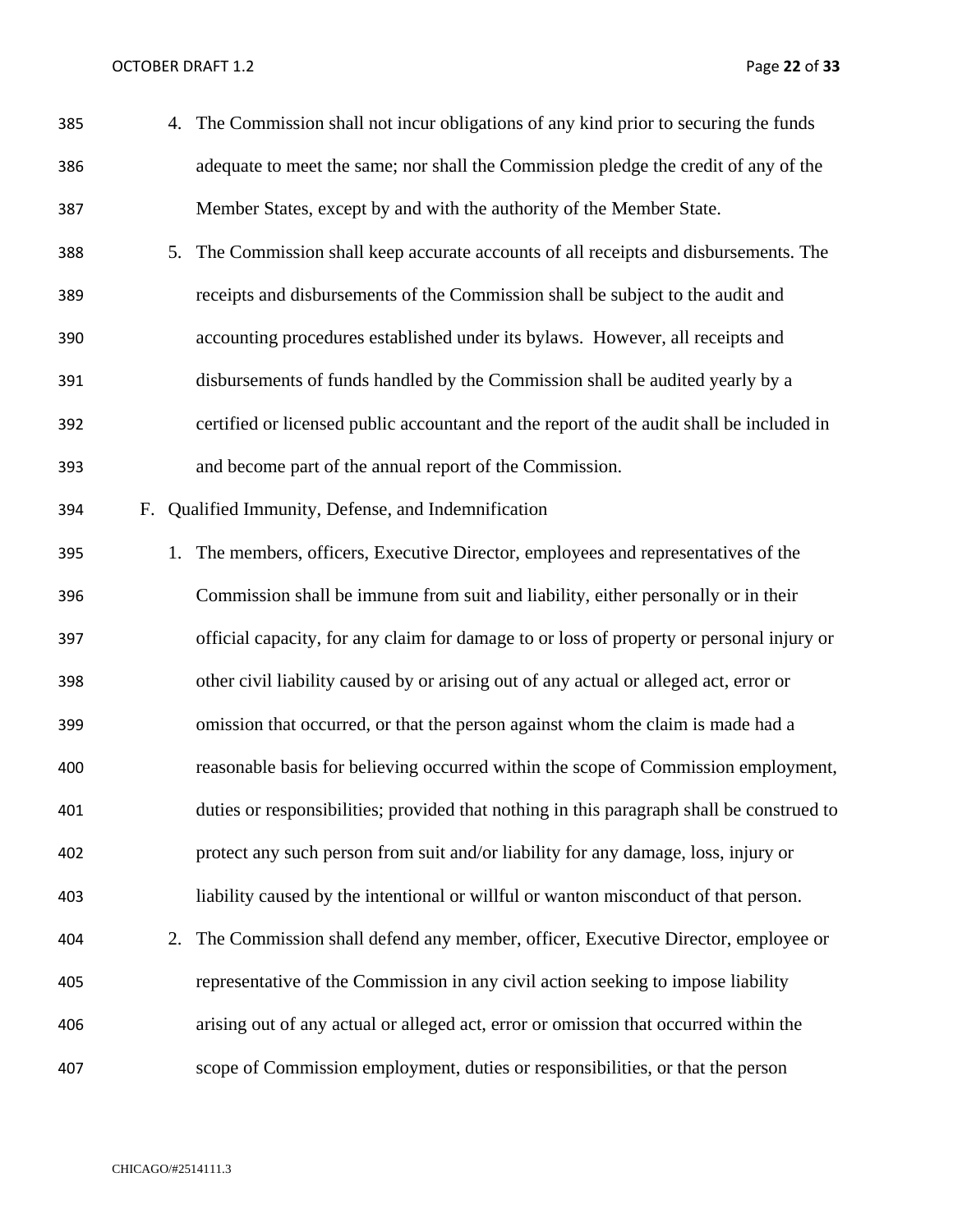4. The Commission shall not incur obligations of any kind prior to securing the funds adequate to meet the same; nor shall the Commission pledge the credit of any of the Member States, except by and with the authority of the Member State.
5. The Commission shall keep accurate accounts of all receipts and disbursements. The receipts and disbursements of the Commission shall be subject to the audit and accounting procedures established under its bylaws. However, all receipts and disbursements of funds handled by the Commission shall be audited yearly by a certified or licensed public accountant and the report of the audit shall be included in and become part of the annual report of the Commission.

F. Qualified Immunity, Defense, and Indemnification

1. The members, officers, Executive Director, employees and representatives of the Commission shall be immune from suit and liability, either personally or in their official capacity, for any claim for damage to or loss of property or personal injury or other civil liability caused by or arising out of any actual or alleged act, error or omission that occurred, or that the person against whom the claim is made had a reasonable basis for believing occurred within the scope of Commission employment, duties or responsibilities; provided that nothing in this paragraph shall be construed to protect any such person from suit and/or liability for any damage, loss, injury or liability caused by the intentional or willful or wanton misconduct of that person.
2. The Commission shall defend any member, officer, Executive Director, employee or representative of the Commission in any civil action seeking to impose liability arising out of any actual or alleged act, error or omission that occurred within the scope of Commission employment, duties or responsibilities, or that the person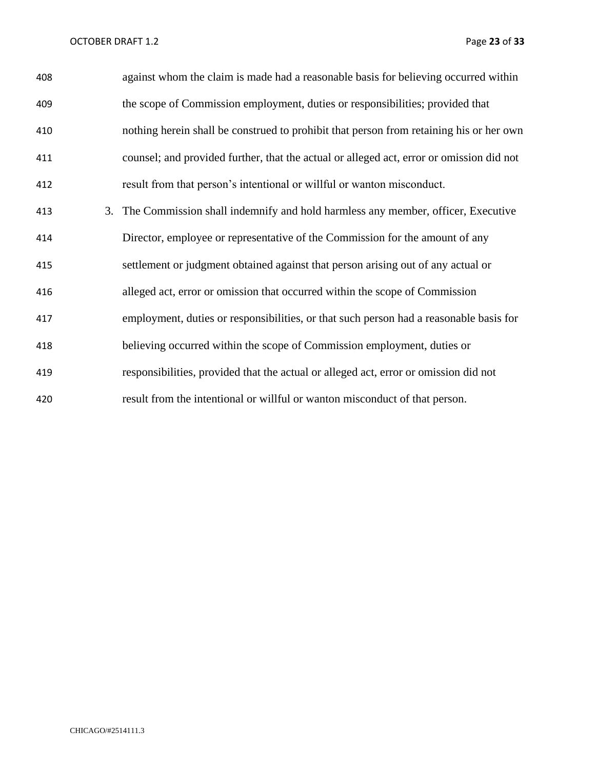against whom the claim is made had a reasonable basis for believing occurred within the scope of Commission employment, duties or responsibilities; provided that nothing herein shall be construed to prohibit that person from retaining his or her own counsel; and provided further, that the actual or alleged act, error or omission did not result from that person's intentional or willful or wanton misconduct.

3. The Commission shall indemnify and hold harmless any member, officer, Executive Director, employee or representative of the Commission for the amount of any settlement or judgment obtained against that person arising out of any actual or alleged act, error or omission that occurred within the scope of Commission employment, duties or responsibilities, or that such person had a reasonable basis for believing occurred within the scope of Commission employment, duties or responsibilities, provided that the actual or alleged act, error or omission did not result from the intentional or willful or wanton misconduct of that person.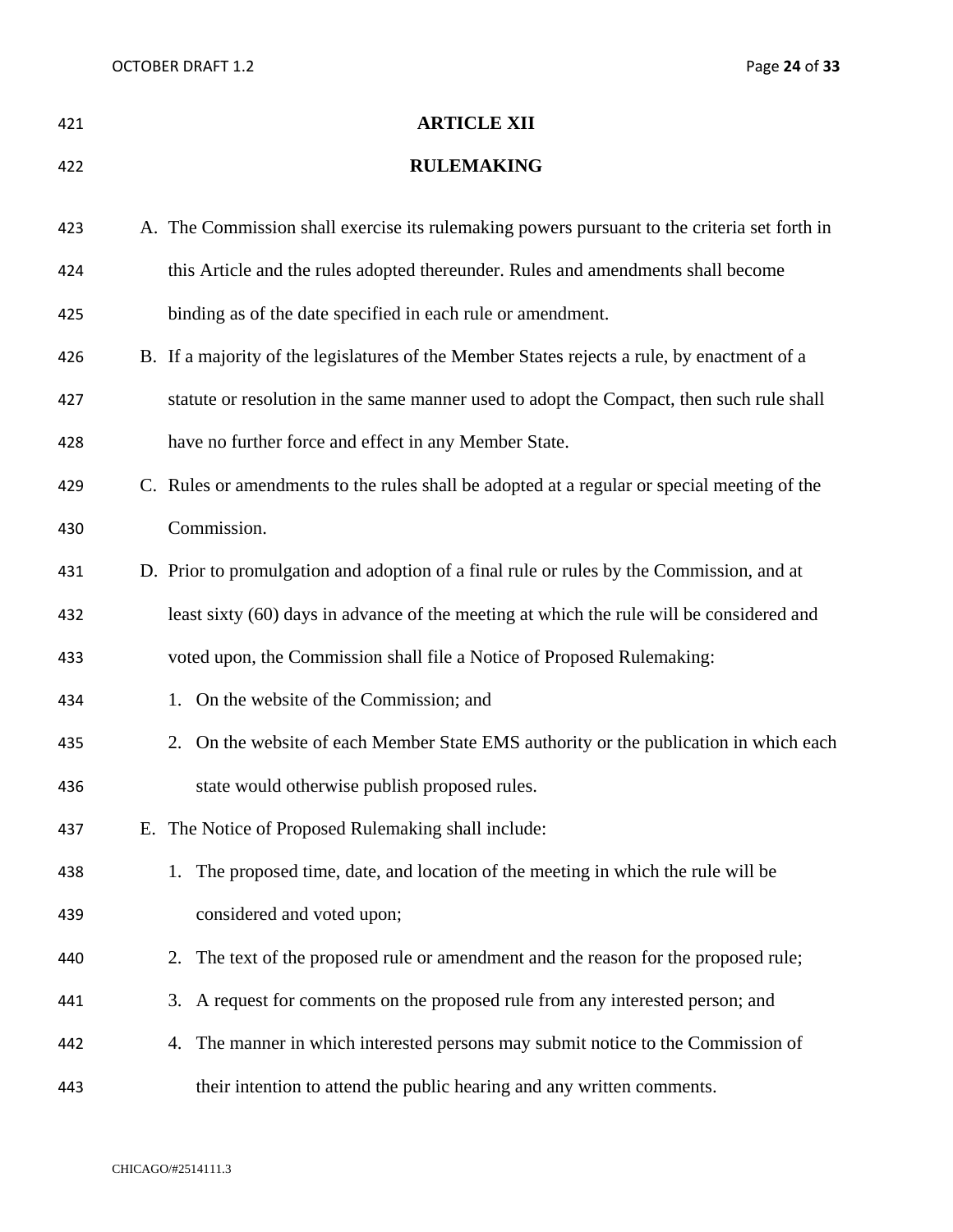## ARTICLE XII

## RULEMAKING

A. The Commission shall exercise its rulemaking powers pursuant to the criteria set forth in this Article and the rules adopted thereunder. Rules and amendments shall become binding as of the date specified in each rule or amendment.

B. If a majority of the legislatures of the Member States rejects a rule, by enactment of a statute or resolution in the same manner used to adopt the Compact, then such rule shall have no further force and effect in any Member State.

C. Rules or amendments to the rules shall be adopted at a regular or special meeting of the Commission.

D. Prior to promulgation and adoption of a final rule or rules by the Commission, and at least sixty (60) days in advance of the meeting at which the rule will be considered and voted upon, the Commission shall file a Notice of Proposed Rulemaking:

   1. On the website of the Commission; and
   2. On the website of each Member State EMS authority or the publication in which each state would otherwise publish proposed rules.

E. The Notice of Proposed Rulemaking shall include:

   1. The proposed time, date, and location of the meeting in which the rule will be considered and voted upon;
   2. The text of the proposed rule or amendment and the reason for the proposed rule;
   3. A request for comments on the proposed rule from any interested person; and
   4. The manner in which interested persons may submit notice to the Commission of their intention to attend the public hearing and any written comments.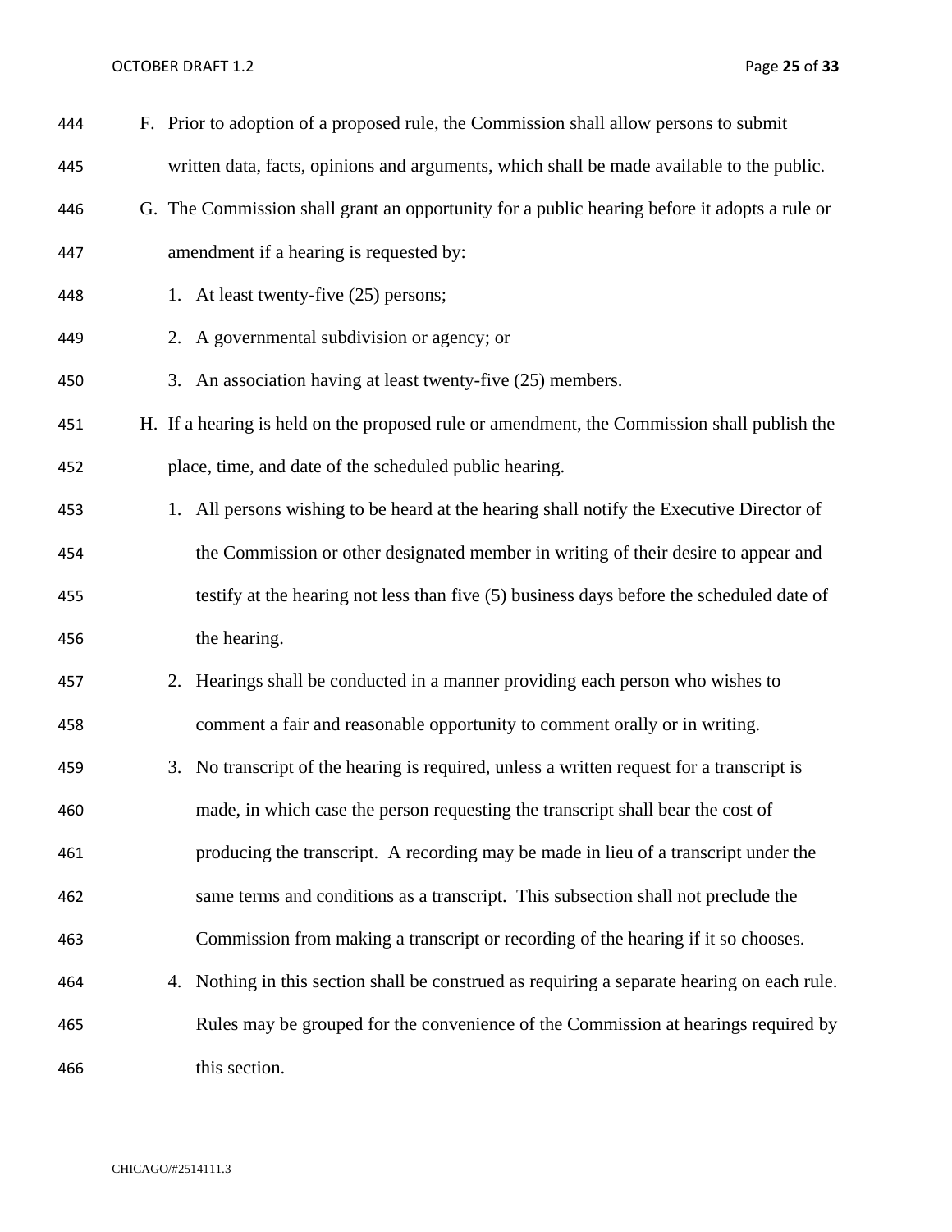F. Prior to adoption of a proposed rule, the Commission shall allow persons to submit written data, facts, opinions and arguments, which shall be made available to the public.

G. The Commission shall grant an opportunity for a public hearing before it adopts a rule or amendment if a hearing is requested by:

   1. At least twenty-five (25) persons;
   2. A governmental subdivision or agency; or
   3. An association having at least twenty-five (25) members.

H. If a hearing is held on the proposed rule or amendment, the Commission shall publish the place, time, and date of the scheduled public hearing.

   1. All persons wishing to be heard at the hearing shall notify the Executive Director of the Commission or other designated member in writing of their desire to appear and testify at the hearing not less than five (5) business days before the scheduled date of the hearing.
   2. Hearings shall be conducted in a manner providing each person who wishes to comment a fair and reasonable opportunity to comment orally or in writing.
   3. No transcript of the hearing is required, unless a written request for a transcript is made, in which case the person requesting the transcript shall bear the cost of producing the transcript. A recording may be made in lieu of a transcript under the same terms and conditions as a transcript. This subsection shall not preclude the Commission from making a transcript or recording of the hearing if it so chooses.
   4. Nothing in this section shall be construed as requiring a separate hearing on each rule. Rules may be grouped for the convenience of the Commission at hearings required by this section.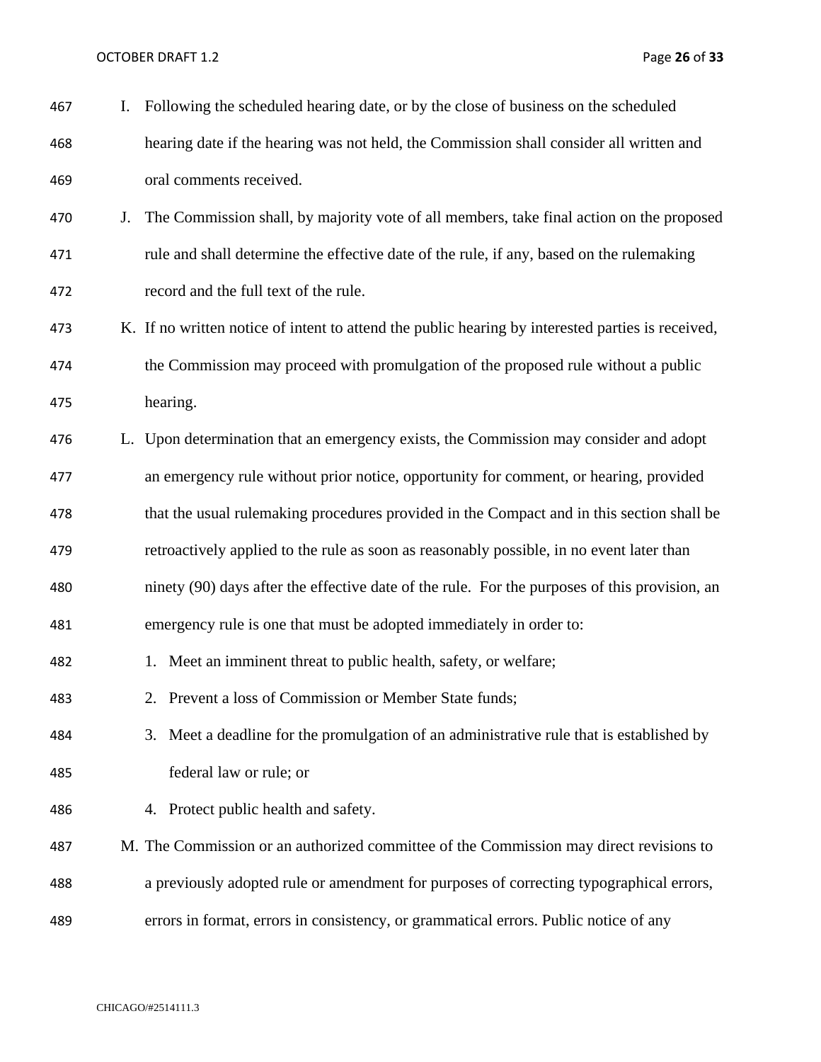I. Following the scheduled hearing date, or by the close of business on the scheduled hearing date if the hearing was not held, the Commission shall consider all written and oral comments received.

J. The Commission shall, by majority vote of all members, take final action on the proposed rule and shall determine the effective date of the rule, if any, based on the rulemaking record and the full text of the rule.

K. If no written notice of intent to attend the public hearing by interested parties is received, the Commission may proceed with promulgation of the proposed rule without a public hearing.

L. Upon determination that an emergency exists, the Commission may consider and adopt an emergency rule without prior notice, opportunity for comment, or hearing, provided that the usual rulemaking procedures provided in the Compact and in this section shall be retroactively applied to the rule as soon as reasonably possible, in no event later than ninety (90) days after the effective date of the rule. For the purposes of this provision, an emergency rule is one that must be adopted immediately in order to:

1. Meet an imminent threat to public health, safety, or welfare;
2. Prevent a loss of Commission or Member State funds;
3. Meet a deadline for the promulgation of an administrative rule that is established by federal law or rule; or
4. Protect public health and safety.

M. The Commission or an authorized committee of the Commission may direct revisions to a previously adopted rule or amendment for purposes of correcting typographical errors, errors in format, errors in consistency, or grammatical errors. Public notice of any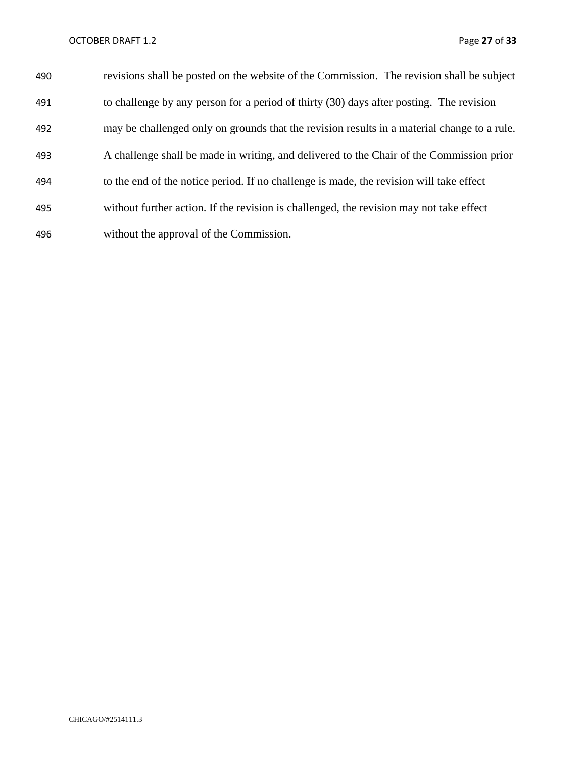revisions shall be posted on the website of the Commission. The revision shall be subject to challenge by any person for a period of thirty (30) days after posting. The revision may be challenged only on grounds that the revision results in a material change to a rule. A challenge shall be made in writing, and delivered to the Chair of the Commission prior to the end of the notice period. If no challenge is made, the revision will take effect without further action. If the revision is challenged, the revision may not take effect without the approval of the Commission.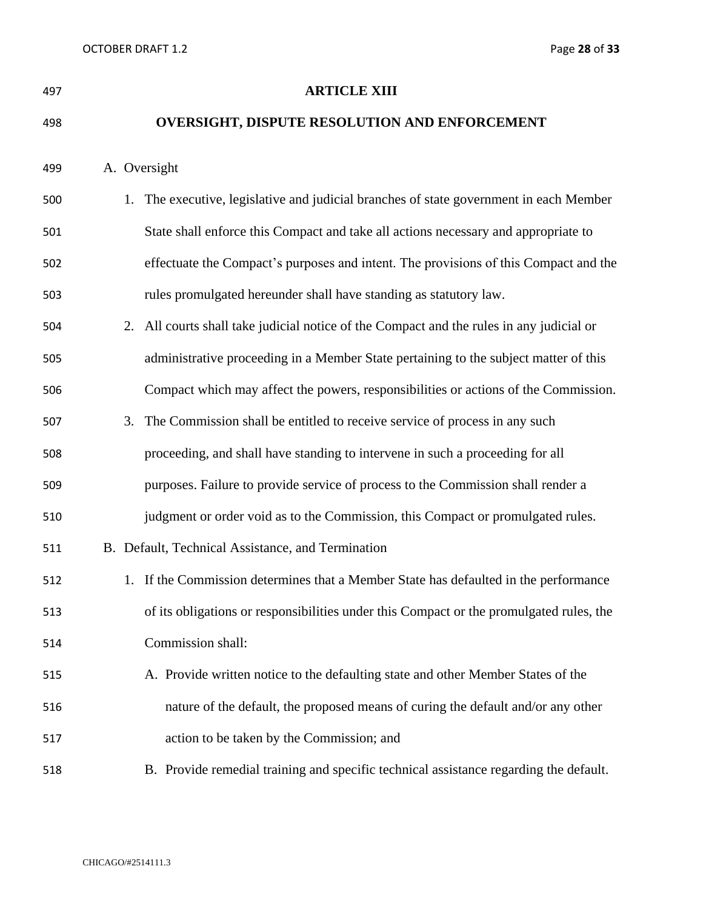## ARTICLE XIII

## OVERSIGHT, DISPUTE RESOLUTION AND ENFORCEMENT

A. Oversight

1. The executive, legislative and judicial branches of state government in each Member State shall enforce this Compact and take all actions necessary and appropriate to effectuate the Compact's purposes and intent. The provisions of this Compact and the rules promulgated hereunder shall have standing as statutory law.
2. All courts shall take judicial notice of the Compact and the rules in any judicial or administrative proceeding in a Member State pertaining to the subject matter of this Compact which may affect the powers, responsibilities or actions of the Commission.
3. The Commission shall be entitled to receive service of process in any such proceeding, and shall have standing to intervene in such a proceeding for all purposes. Failure to provide service of process to the Commission shall render a judgment or order void as to the Commission, this Compact or promulgated rules.

B. Default, Technical Assistance, and Termination

1. If the Commission determines that a Member State has defaulted in the performance of its obligations or responsibilities under this Compact or the promulgated rules, the Commission shall:
   A. Provide written notice to the defaulting state and other Member States of the nature of the default, the proposed means of curing the default and/or any other action to be taken by the Commission; and
   B. Provide remedial training and specific technical assistance regarding the default.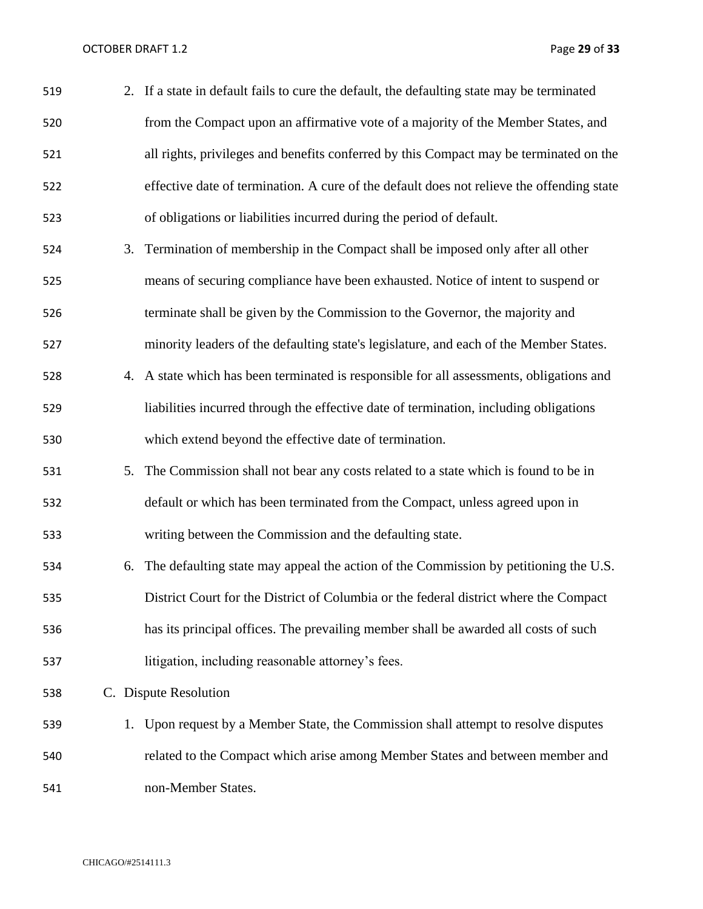2. If a state in default fails to cure the default, the defaulting state may be terminated from the Compact upon an affirmative vote of a majority of the Member States, and all rights, privileges and benefits conferred by this Compact may be terminated on the effective date of termination. A cure of the default does not relieve the offending state of obligations or liabilities incurred during the period of default.
3. Termination of membership in the Compact shall be imposed only after all other means of securing compliance have been exhausted. Notice of intent to suspend or terminate shall be given by the Commission to the Governor, the majority and minority leaders of the defaulting state's legislature, and each of the Member States.
4. A state which has been terminated is responsible for all assessments, obligations and liabilities incurred through the effective date of termination, including obligations which extend beyond the effective date of termination.
5. The Commission shall not bear any costs related to a state which is found to be in default or which has been terminated from the Compact, unless agreed upon in writing between the Commission and the defaulting state.
6. The defaulting state may appeal the action of the Commission by petitioning the U.S. District Court for the District of Columbia or the federal district where the Compact has its principal offices. The prevailing member shall be awarded all costs of such litigation, including reasonable attorney's fees.

C. Dispute Resolution

1. Upon request by a Member State, the Commission shall attempt to resolve disputes related to the Compact which arise among Member States and between member and non-Member States.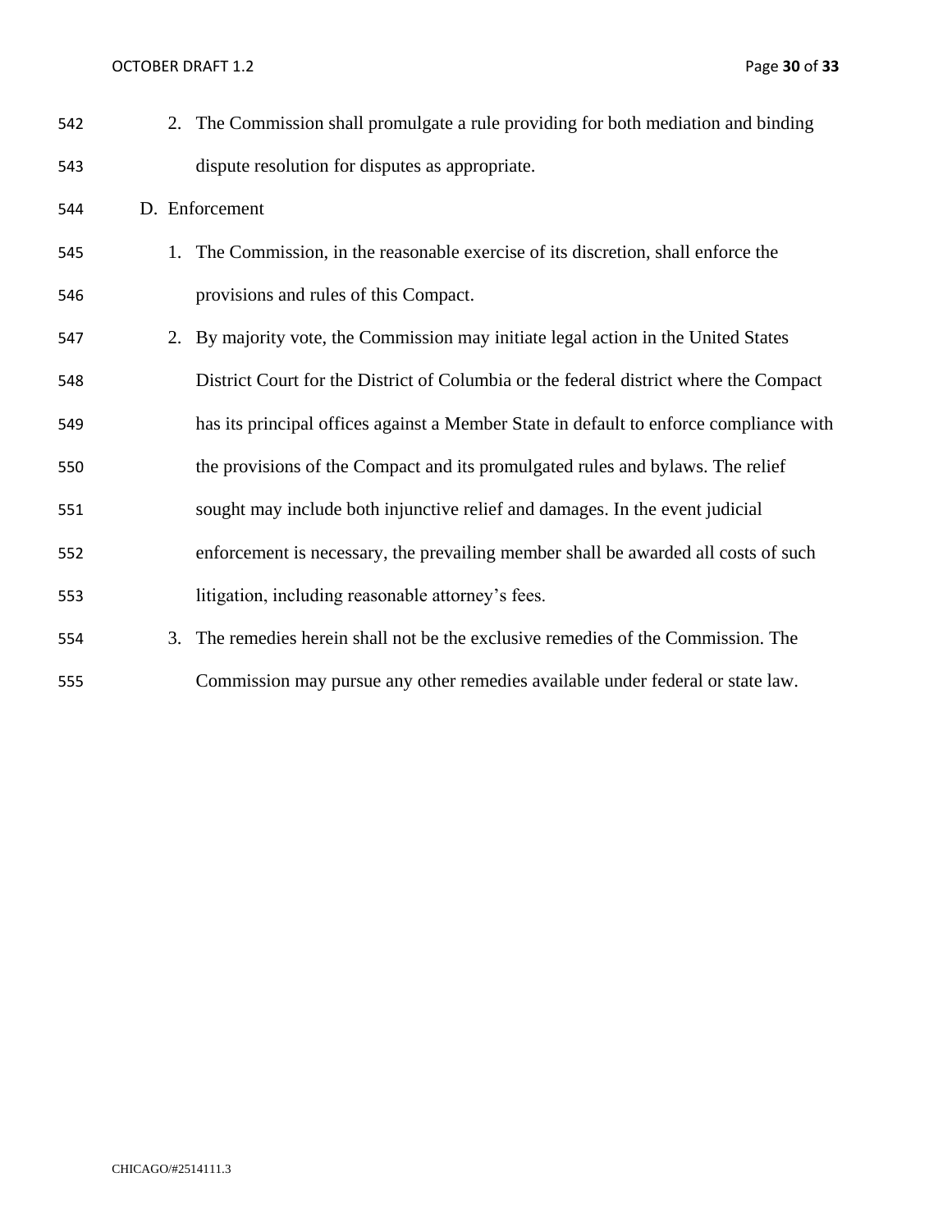2. The Commission shall promulgate a rule providing for both mediation and binding dispute resolution for disputes as appropriate.

D. Enforcement

1. The Commission, in the reasonable exercise of its discretion, shall enforce the provisions and rules of this Compact.
2. By majority vote, the Commission may initiate legal action in the United States District Court for the District of Columbia or the federal district where the Compact has its principal offices against a Member State in default to enforce compliance with the provisions of the Compact and its promulgated rules and bylaws. The relief sought may include both injunctive relief and damages. In the event judicial enforcement is necessary, the prevailing member shall be awarded all costs of such litigation, including reasonable attorney's fees.
3. The remedies herein shall not be the exclusive remedies of the Commission. The Commission may pursue any other remedies available under federal or state law.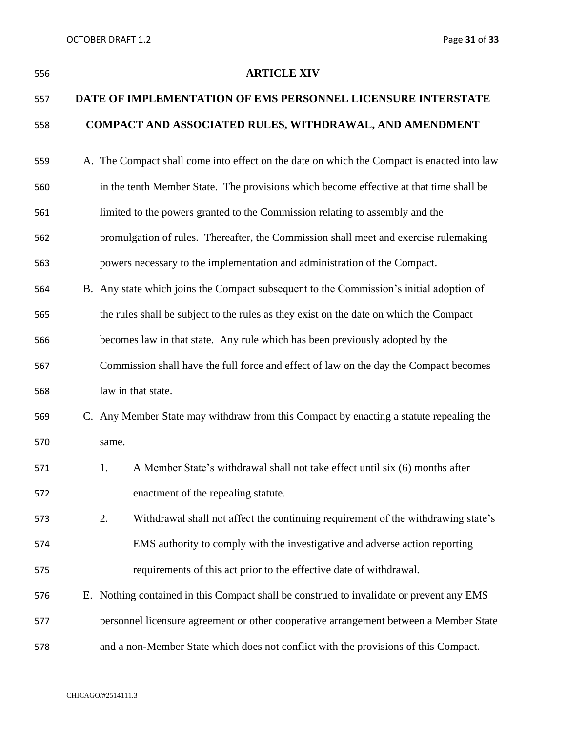## ARTICLE XIV

## DATE OF IMPLEMENTATION OF EMS PERSONNEL LICENSURE INTERSTATE COMPACT AND ASSOCIATED RULES, WITHDRAWAL, AND AMENDMENT

A. The Compact shall come into effect on the date on which the Compact is enacted into law in the tenth Member State. The provisions which become effective at that time shall be limited to the powers granted to the Commission relating to assembly and the promulgation of rules. Thereafter, the Commission shall meet and exercise rulemaking powers necessary to the implementation and administration of the Compact.

B. Any state which joins the Compact subsequent to the Commission's initial adoption of the rules shall be subject to the rules as they exist on the date on which the Compact becomes law in that state. Any rule which has been previously adopted by the Commission shall have the full force and effect of law on the day the Compact becomes law in that state.

C. Any Member State may withdraw from this Compact by enacting a statute repealing the same.

   1. A Member State's withdrawal shall not take effect until six (6) months after enactment of the repealing statute.
   2. Withdrawal shall not affect the continuing requirement of the withdrawing state's EMS authority to comply with the investigative and adverse action reporting requirements of this act prior to the effective date of withdrawal.

E. Nothing contained in this Compact shall be construed to invalidate or prevent any EMS personnel licensure agreement or other cooperative arrangement between a Member State and a non-Member State which does not conflict with the provisions of this Compact.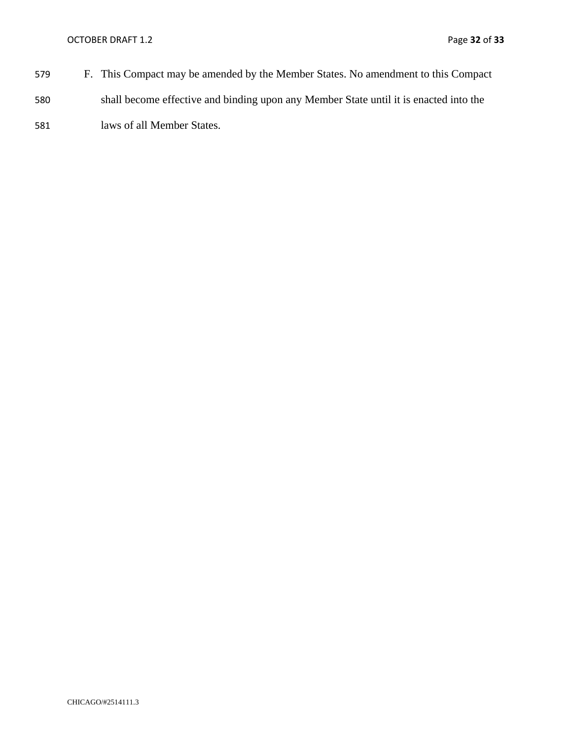F. This Compact may be amended by the Member States. No amendment to this Compact shall become effective and binding upon any Member State until it is enacted into the laws of all Member States.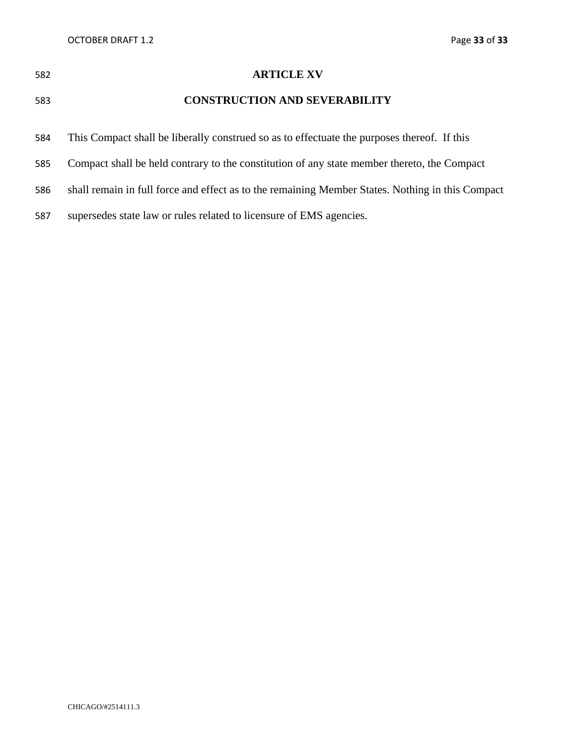## ARTICLE XV

## CONSTRUCTION AND SEVERABILITY

This Compact shall be liberally construed so as to effectuate the purposes thereof. If this Compact shall be held contrary to the constitution of any state member thereto, the Compact shall remain in full force and effect as to the remaining Member States. Nothing in this Compact supersedes state law or rules related to licensure of EMS agencies.